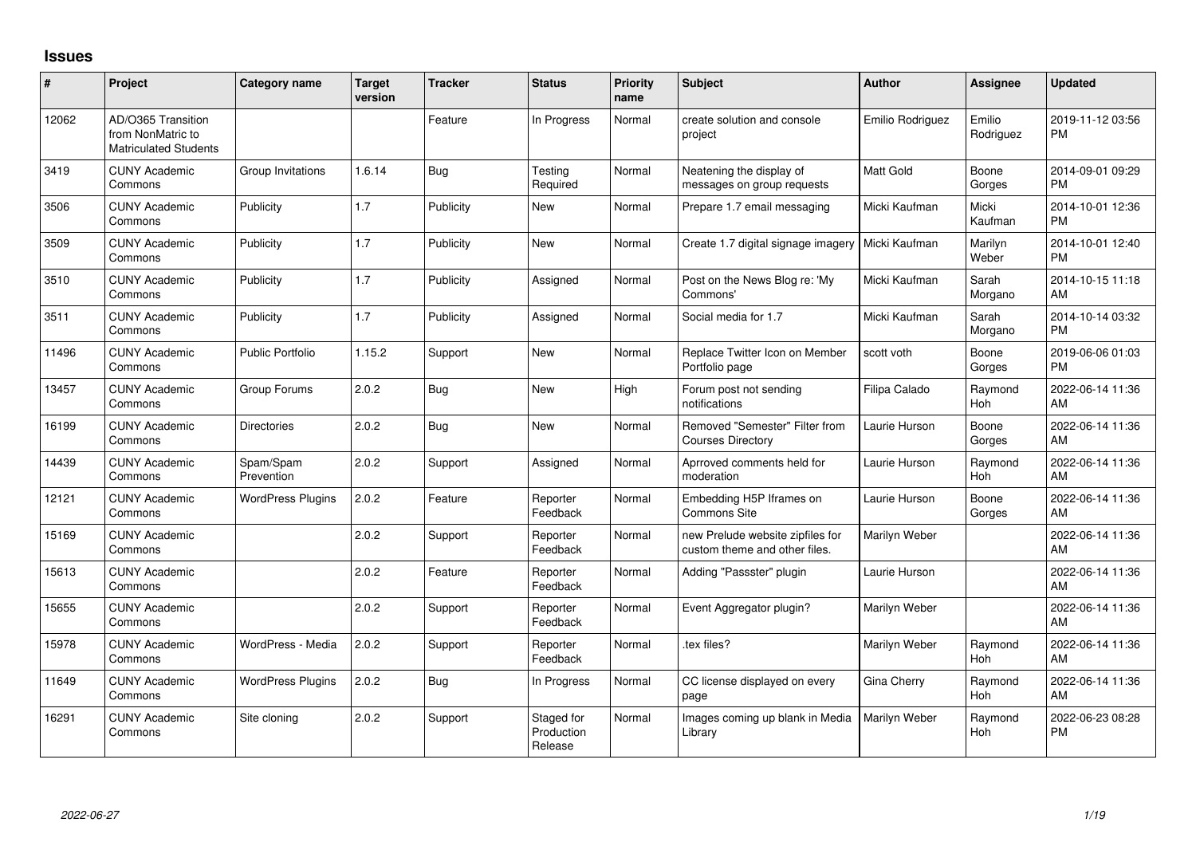# Issues

| # | Project | Category name | Target version | Tracker | Status | Priority name | Subject | Author | Assignee | Updated |
|---|---|---|---|---|---|---|---|---|---|---|
| 12062 | AD/O365 Transition from NonMatric to Matriculated Students | | | Feature | In Progress | Normal | create solution and console project | Emilio Rodriguez | Emilio Rodriguez | 2019-11-12 03:56 PM |
| 3419 | CUNY Academic Commons | Group Invitations | 1.6.14 | Bug | Testing Required | Normal | Neatening the display of messages on group requests | Matt Gold | Boone Gorges | 2014-09-01 09:29 PM |
| 3506 | CUNY Academic Commons | Publicity | 1.7 | Publicity | New | Normal | Prepare 1.7 email messaging | Micki Kaufman | Micki Kaufman | 2014-10-01 12:36 PM |
| 3509 | CUNY Academic Commons | Publicity | 1.7 | Publicity | New | Normal | Create 1.7 digital signage imagery | Micki Kaufman | Marilyn Weber | 2014-10-01 12:40 PM |
| 3510 | CUNY Academic Commons | Publicity | 1.7 | Publicity | Assigned | Normal | Post on the News Blog re: 'My Commons' | Micki Kaufman | Sarah Morgano | 2014-10-15 11:18 AM |
| 3511 | CUNY Academic Commons | Publicity | 1.7 | Publicity | Assigned | Normal | Social media for 1.7 | Micki Kaufman | Sarah Morgano | 2014-10-14 03:32 PM |
| 11496 | CUNY Academic Commons | Public Portfolio | 1.15.2 | Support | New | Normal | Replace Twitter Icon on Member Portfolio page | scott voth | Boone Gorges | 2019-06-06 01:03 PM |
| 13457 | CUNY Academic Commons | Group Forums | 2.0.2 | Bug | New | High | Forum post not sending notifications | Filipa Calado | Raymond Hoh | 2022-06-14 11:36 AM |
| 16199 | CUNY Academic Commons | Directories | 2.0.2 | Bug | New | Normal | Removed "Semester" Filter from Courses Directory | Laurie Hurson | Boone Gorges | 2022-06-14 11:36 AM |
| 14439 | CUNY Academic Commons | Spam/Spam Prevention | 2.0.2 | Support | Assigned | Normal | Aprroved comments held for moderation | Laurie Hurson | Raymond Hoh | 2022-06-14 11:36 AM |
| 12121 | CUNY Academic Commons | WordPress Plugins | 2.0.2 | Feature | Reporter Feedback | Normal | Embedding H5P Iframes on Commons Site | Laurie Hurson | Boone Gorges | 2022-06-14 11:36 AM |
| 15169 | CUNY Academic Commons | | 2.0.2 | Support | Reporter Feedback | Normal | new Prelude website zipfiles for custom theme and other files. | Marilyn Weber | | 2022-06-14 11:36 AM |
| 15613 | CUNY Academic Commons | | 2.0.2 | Feature | Reporter Feedback | Normal | Adding "Passster" plugin | Laurie Hurson | | 2022-06-14 11:36 AM |
| 15655 | CUNY Academic Commons | | 2.0.2 | Support | Reporter Feedback | Normal | Event Aggregator plugin? | Marilyn Weber | | 2022-06-14 11:36 AM |
| 15978 | CUNY Academic Commons | WordPress - Media | 2.0.2 | Support | Reporter Feedback | Normal | .tex files? | Marilyn Weber | Raymond Hoh | 2022-06-14 11:36 AM |
| 11649 | CUNY Academic Commons | WordPress Plugins | 2.0.2 | Bug | In Progress | Normal | CC license displayed on every page | Gina Cherry | Raymond Hoh | 2022-06-14 11:36 AM |
| 16291 | CUNY Academic Commons | Site cloning | 2.0.2 | Support | Staged for Production Release | Normal | Images coming up blank in Media Library | Marilyn Weber | Raymond Hoh | 2022-06-23 08:28 PM |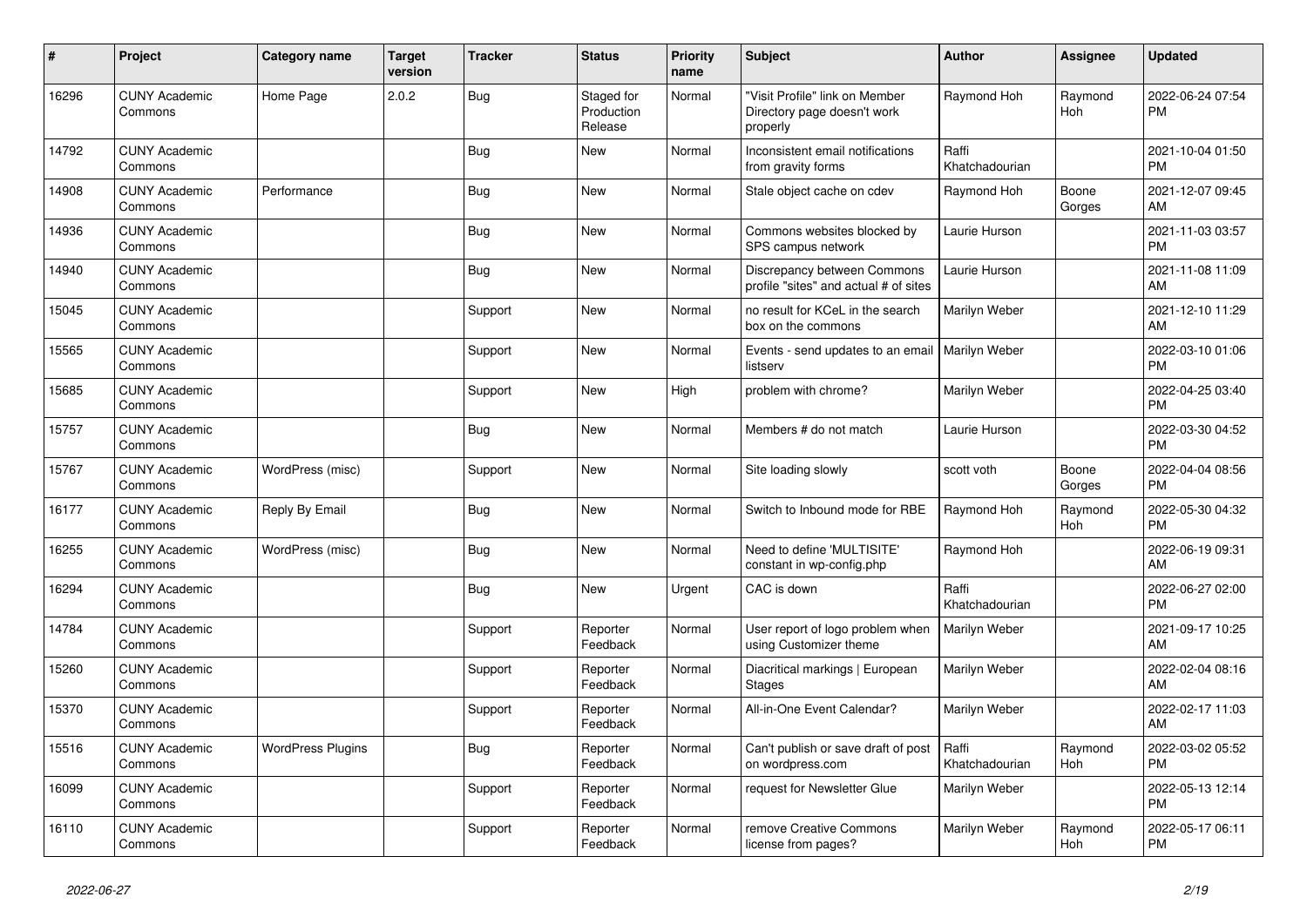| # | Project | Category name | Target version | Tracker | Status | Priority name | Subject | Author | Assignee | Updated |
|---|---|---|---|---|---|---|---|---|---|---|
| 16296 | CUNY Academic Commons | Home Page | 2.0.2 | Bug | Staged for Production Release | Normal | "Visit Profile" link on Member Directory page doesn't work properly | Raymond Hoh | Raymond Hoh | 2022-06-24 07:54 PM |
| 14792 | CUNY Academic Commons | | | Bug | New | Normal | Inconsistent email notifications from gravity forms | Raffi Khatchadourian | | 2021-10-04 01:50 PM |
| 14908 | CUNY Academic Commons | Performance | | Bug | New | Normal | Stale object cache on cdev | Raymond Hoh | Boone Gorges | 2021-12-07 09:45 AM |
| 14936 | CUNY Academic Commons | | | Bug | New | Normal | Commons websites blocked by SPS campus network | Laurie Hurson | | 2021-11-03 03:57 PM |
| 14940 | CUNY Academic Commons | | | Bug | New | Normal | Discrepancy between Commons profile "sites" and actual # of sites | Laurie Hurson | | 2021-11-08 11:09 AM |
| 15045 | CUNY Academic Commons | | | Support | New | Normal | no result for KCeL in the search box on the commons | Marilyn Weber | | 2021-12-10 11:29 AM |
| 15565 | CUNY Academic Commons | | | Support | New | Normal | Events - send updates to an email listserv | Marilyn Weber | | 2022-03-10 01:06 PM |
| 15685 | CUNY Academic Commons | | | Support | New | High | problem with chrome? | Marilyn Weber | | 2022-04-25 03:40 PM |
| 15757 | CUNY Academic Commons | | | Bug | New | Normal | Members # do not match | Laurie Hurson | | 2022-03-30 04:52 PM |
| 15767 | CUNY Academic Commons | WordPress (misc) | | Support | New | Normal | Site loading slowly | scott voth | Boone Gorges | 2022-04-04 08:56 PM |
| 16177 | CUNY Academic Commons | Reply By Email | | Bug | New | Normal | Switch to Inbound mode for RBE | Raymond Hoh | Raymond Hoh | 2022-05-30 04:32 PM |
| 16255 | CUNY Academic Commons | WordPress (misc) | | Bug | New | Normal | Need to define 'MULTISITE' constant in wp-config.php | Raymond Hoh | | 2022-06-19 09:31 AM |
| 16294 | CUNY Academic Commons | | | Bug | New | Urgent | CAC is down | Raffi Khatchadourian | | 2022-06-27 02:00 PM |
| 14784 | CUNY Academic Commons | | | Support | Reporter Feedback | Normal | User report of logo problem when using Customizer theme | Marilyn Weber | | 2021-09-17 10:25 AM |
| 15260 | CUNY Academic Commons | | | Support | Reporter Feedback | Normal | Diacritical markings \| European Stages | Marilyn Weber | | 2022-02-04 08:16 AM |
| 15370 | CUNY Academic Commons | | | Support | Reporter Feedback | Normal | All-in-One Event Calendar? | Marilyn Weber | | 2022-02-17 11:03 AM |
| 15516 | CUNY Academic Commons | WordPress Plugins | | Bug | Reporter Feedback | Normal | Can't publish or save draft of post on wordpress.com | Raffi Khatchadourian | Raymond Hoh | 2022-03-02 05:52 PM |
| 16099 | CUNY Academic Commons | | | Support | Reporter Feedback | Normal | request for Newsletter Glue | Marilyn Weber | | 2022-05-13 12:14 PM |
| 16110 | CUNY Academic Commons | | | Support | Reporter Feedback | Normal | remove Creative Commons license from pages? | Marilyn Weber | Raymond Hoh | 2022-05-17 06:11 PM |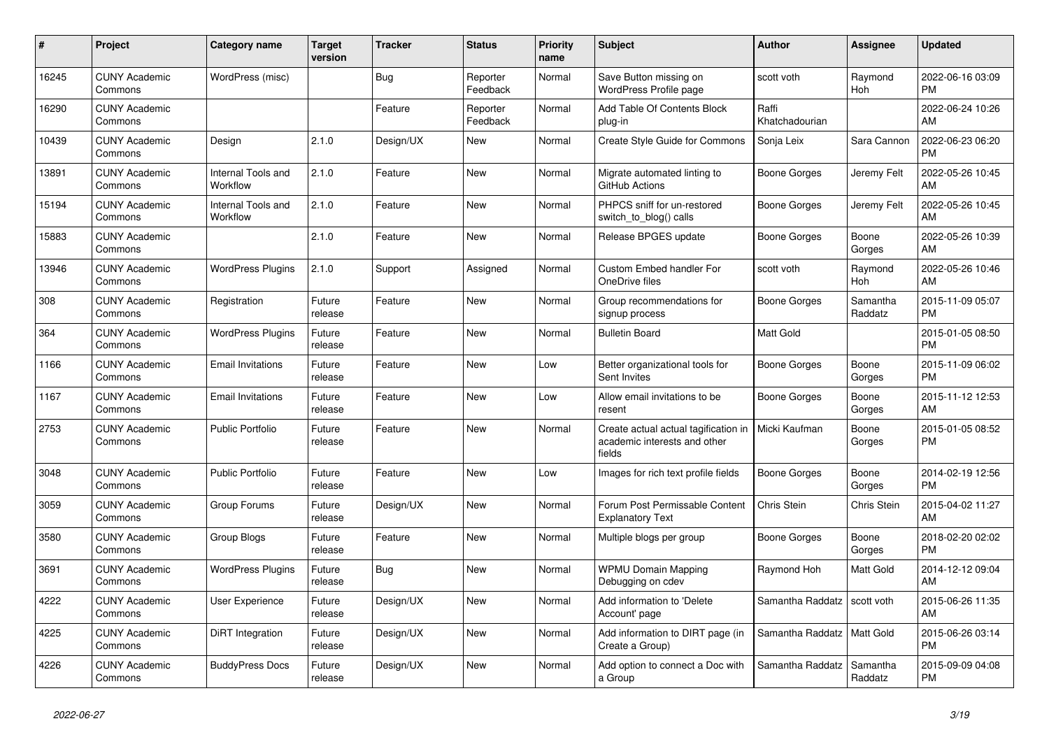| # | Project | Category name | Target version | Tracker | Status | Priority name | Subject | Author | Assignee | Updated |
|---|---|---|---|---|---|---|---|---|---|---|
| 16245 | CUNY Academic Commons | WordPress (misc) | | Bug | Reporter Feedback | Normal | Save Button missing on WordPress Profile page | scott voth | Raymond Hoh | 2022-06-16 03:09 PM |
| 16290 | CUNY Academic Commons | | | Feature | Reporter Feedback | Normal | Add Table Of Contents Block plug-in | Raffi Khatchadourian | | 2022-06-24 10:26 AM |
| 10439 | CUNY Academic Commons | Design | 2.1.0 | Design/UX | New | Normal | Create Style Guide for Commons | Sonja Leix | Sara Cannon | 2022-06-23 06:20 PM |
| 13891 | CUNY Academic Commons | Internal Tools and Workflow | 2.1.0 | Feature | New | Normal | Migrate automated linting to GitHub Actions | Boone Gorges | Jeremy Felt | 2022-05-26 10:45 AM |
| 15194 | CUNY Academic Commons | Internal Tools and Workflow | 2.1.0 | Feature | New | Normal | PHPCS sniff for un-restored switch_to_blog() calls | Boone Gorges | Jeremy Felt | 2022-05-26 10:45 AM |
| 15883 | CUNY Academic Commons | | 2.1.0 | Feature | New | Normal | Release BPGES update | Boone Gorges | Boone Gorges | 2022-05-26 10:39 AM |
| 13946 | CUNY Academic Commons | WordPress Plugins | 2.1.0 | Support | Assigned | Normal | Custom Embed handler For OneDrive files | scott voth | Raymond Hoh | 2022-05-26 10:46 AM |
| 308 | CUNY Academic Commons | Registration | Future release | Feature | New | Normal | Group recommendations for signup process | Boone Gorges | Samantha Raddatz | 2015-11-09 05:07 PM |
| 364 | CUNY Academic Commons | WordPress Plugins | Future release | Feature | New | Normal | Bulletin Board | Matt Gold | | 2015-01-05 08:50 PM |
| 1166 | CUNY Academic Commons | Email Invitations | Future release | Feature | New | Low | Better organizational tools for Sent Invites | Boone Gorges | Boone Gorges | 2015-11-09 06:02 PM |
| 1167 | CUNY Academic Commons | Email Invitations | Future release | Feature | New | Low | Allow email invitations to be resent | Boone Gorges | Boone Gorges | 2015-11-12 12:53 AM |
| 2753 | CUNY Academic Commons | Public Portfolio | Future release | Feature | New | Normal | Create actual actual tagification in academic interests and other fields | Micki Kaufman | Boone Gorges | 2015-01-05 08:52 PM |
| 3048 | CUNY Academic Commons | Public Portfolio | Future release | Feature | New | Low | Images for rich text profile fields | Boone Gorges | Boone Gorges | 2014-02-19 12:56 PM |
| 3059 | CUNY Academic Commons | Group Forums | Future release | Design/UX | New | Normal | Forum Post Permissable Content Explanatory Text | Chris Stein | Chris Stein | 2015-04-02 11:27 AM |
| 3580 | CUNY Academic Commons | Group Blogs | Future release | Feature | New | Normal | Multiple blogs per group | Boone Gorges | Boone Gorges | 2018-02-20 02:02 PM |
| 3691 | CUNY Academic Commons | WordPress Plugins | Future release | Bug | New | Normal | WPMU Domain Mapping Debugging on cdev | Raymond Hoh | Matt Gold | 2014-12-12 09:04 AM |
| 4222 | CUNY Academic Commons | User Experience | Future release | Design/UX | New | Normal | Add information to 'Delete Account' page | Samantha Raddatz | scott voth | 2015-06-26 11:35 AM |
| 4225 | CUNY Academic Commons | DiRT Integration | Future release | Design/UX | New | Normal | Add information to DIRT page (in Create a Group) | Samantha Raddatz | Matt Gold | 2015-06-26 03:14 PM |
| 4226 | CUNY Academic Commons | BuddyPress Docs | Future release | Design/UX | New | Normal | Add option to connect a Doc with a Group | Samantha Raddatz | Samantha Raddatz | 2015-09-09 04:08 PM |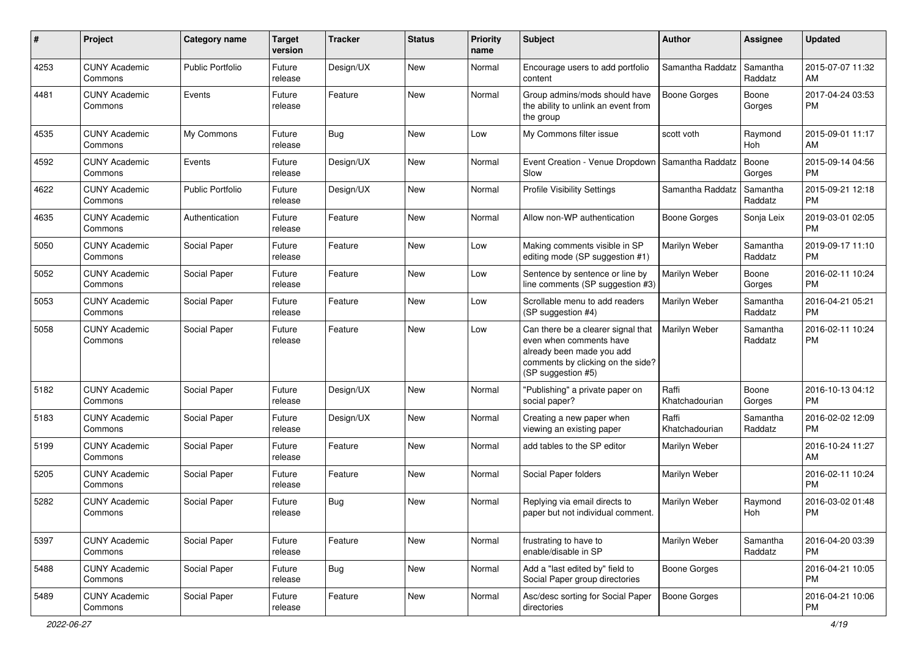| # | Project | Category name | Target version | Tracker | Status | Priority name | Subject | Author | Assignee | Updated |
|---|---|---|---|---|---|---|---|---|---|---|
| 4253 | CUNY Academic Commons | Public Portfolio | Future release | Design/UX | New | Normal | Encourage users to add portfolio content | Samantha Raddatz | Samantha Raddatz | 2015-07-07 11:32 AM |
| 4481 | CUNY Academic Commons | Events | Future release | Feature | New | Normal | Group admins/mods should have the ability to unlink an event from the group | Boone Gorges | Boone Gorges | 2017-04-24 03:53 PM |
| 4535 | CUNY Academic Commons | My Commons | Future release | Bug | New | Low | My Commons filter issue | scott voth | Raymond Hoh | 2015-09-01 11:17 AM |
| 4592 | CUNY Academic Commons | Events | Future release | Design/UX | New | Normal | Event Creation - Venue Dropdown Slow | Samantha Raddatz | Boone Gorges | 2015-09-14 04:56 PM |
| 4622 | CUNY Academic Commons | Public Portfolio | Future release | Design/UX | New | Normal | Profile Visibility Settings | Samantha Raddatz | Samantha Raddatz | 2015-09-21 12:18 PM |
| 4635 | CUNY Academic Commons | Authentication | Future release | Feature | New | Normal | Allow non-WP authentication | Boone Gorges | Sonja Leix | 2019-03-01 02:05 PM |
| 5050 | CUNY Academic Commons | Social Paper | Future release | Feature | New | Low | Making comments visible in SP editing mode (SP suggestion #1) | Marilyn Weber | Samantha Raddatz | 2019-09-17 11:10 PM |
| 5052 | CUNY Academic Commons | Social Paper | Future release | Feature | New | Low | Sentence by sentence or line by line comments (SP suggestion #3) | Marilyn Weber | Boone Gorges | 2016-02-11 10:24 PM |
| 5053 | CUNY Academic Commons | Social Paper | Future release | Feature | New | Low | Scrollable menu to add readers (SP suggestion #4) | Marilyn Weber | Samantha Raddatz | 2016-04-21 05:21 PM |
| 5058 | CUNY Academic Commons | Social Paper | Future release | Feature | New | Low | Can there be a clearer signal that even when comments have already been made you add comments by clicking on the side? (SP suggestion #5) | Marilyn Weber | Samantha Raddatz | 2016-02-11 10:24 PM |
| 5182 | CUNY Academic Commons | Social Paper | Future release | Design/UX | New | Normal | "Publishing" a private paper on social paper? | Raffi Khatchadourian | Boone Gorges | 2016-10-13 04:12 PM |
| 5183 | CUNY Academic Commons | Social Paper | Future release | Design/UX | New | Normal | Creating a new paper when viewing an existing paper | Raffi Khatchadourian | Samantha Raddatz | 2016-02-02 12:09 PM |
| 5199 | CUNY Academic Commons | Social Paper | Future release | Feature | New | Normal | add tables to the SP editor | Marilyn Weber | | 2016-10-24 11:27 AM |
| 5205 | CUNY Academic Commons | Social Paper | Future release | Feature | New | Normal | Social Paper folders | Marilyn Weber | | 2016-02-11 10:24 PM |
| 5282 | CUNY Academic Commons | Social Paper | Future release | Bug | New | Normal | Replying via email directs to paper but not individual comment. | Marilyn Weber | Raymond Hoh | 2016-03-02 01:48 PM |
| 5397 | CUNY Academic Commons | Social Paper | Future release | Feature | New | Normal | frustrating to have to enable/disable in SP | Marilyn Weber | Samantha Raddatz | 2016-04-20 03:39 PM |
| 5488 | CUNY Academic Commons | Social Paper | Future release | Bug | New | Normal | Add a "last edited by" field to Social Paper group directories | Boone Gorges | | 2016-04-21 10:05 PM |
| 5489 | CUNY Academic Commons | Social Paper | Future release | Feature | New | Normal | Asc/desc sorting for Social Paper directories | Boone Gorges | | 2016-04-21 10:06 PM |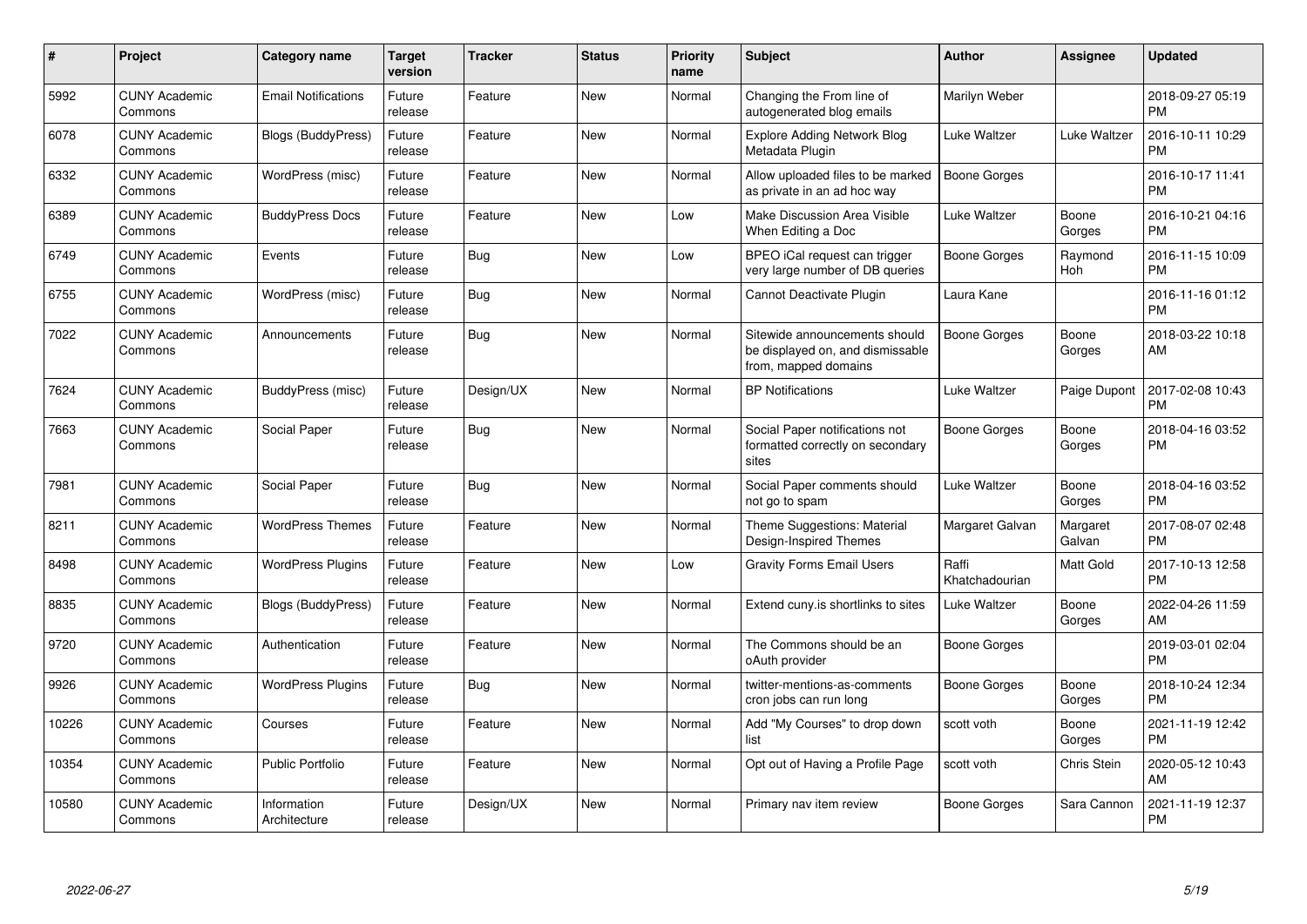| # | Project | Category name | Target version | Tracker | Status | Priority name | Subject | Author | Assignee | Updated |
|---|---|---|---|---|---|---|---|---|---|---|
| 5992 | CUNY Academic Commons | Email Notifications | Future release | Feature | New | Normal | Changing the From line of autogenerated blog emails | Marilyn Weber | | 2018-09-27 05:19 PM |
| 6078 | CUNY Academic Commons | Blogs (BuddyPress) | Future release | Feature | New | Normal | Explore Adding Network Blog Metadata Plugin | Luke Waltzer | Luke Waltzer | 2016-10-11 10:29 PM |
| 6332 | CUNY Academic Commons | WordPress (misc) | Future release | Feature | New | Normal | Allow uploaded files to be marked as private in an ad hoc way | Boone Gorges | | 2016-10-17 11:41 PM |
| 6389 | CUNY Academic Commons | BuddyPress Docs | Future release | Feature | New | Low | Make Discussion Area Visible When Editing a Doc | Luke Waltzer | Boone Gorges | 2016-10-21 04:16 PM |
| 6749 | CUNY Academic Commons | Events | Future release | Bug | New | Low | BPEO iCal request can trigger very large number of DB queries | Boone Gorges | Raymond Hoh | 2016-11-15 10:09 PM |
| 6755 | CUNY Academic Commons | WordPress (misc) | Future release | Bug | New | Normal | Cannot Deactivate Plugin | Laura Kane | | 2016-11-16 01:12 PM |
| 7022 | CUNY Academic Commons | Announcements | Future release | Bug | New | Normal | Sitewide announcements should be displayed on, and dismissable from, mapped domains | Boone Gorges | Boone Gorges | 2018-03-22 10:18 AM |
| 7624 | CUNY Academic Commons | BuddyPress (misc) | Future release | Design/UX | New | Normal | BP Notifications | Luke Waltzer | Paige Dupont | 2017-02-08 10:43 PM |
| 7663 | CUNY Academic Commons | Social Paper | Future release | Bug | New | Normal | Social Paper notifications not formatted correctly on secondary sites | Boone Gorges | Boone Gorges | 2018-04-16 03:52 PM |
| 7981 | CUNY Academic Commons | Social Paper | Future release | Bug | New | Normal | Social Paper comments should not go to spam | Luke Waltzer | Boone Gorges | 2018-04-16 03:52 PM |
| 8211 | CUNY Academic Commons | WordPress Themes | Future release | Feature | New | Normal | Theme Suggestions: Material Design-Inspired Themes | Margaret Galvan | Margaret Galvan | 2017-08-07 02:48 PM |
| 8498 | CUNY Academic Commons | WordPress Plugins | Future release | Feature | New | Low | Gravity Forms Email Users | Raffi Khatchadourian | Matt Gold | 2017-10-13 12:58 PM |
| 8835 | CUNY Academic Commons | Blogs (BuddyPress) | Future release | Feature | New | Normal | Extend cuny.is shortlinks to sites | Luke Waltzer | Boone Gorges | 2022-04-26 11:59 AM |
| 9720 | CUNY Academic Commons | Authentication | Future release | Feature | New | Normal | The Commons should be an oAuth provider | Boone Gorges | | 2019-03-01 02:04 PM |
| 9926 | CUNY Academic Commons | WordPress Plugins | Future release | Bug | New | Normal | twitter-mentions-as-comments cron jobs can run long | Boone Gorges | Boone Gorges | 2018-10-24 12:34 PM |
| 10226 | CUNY Academic Commons | Courses | Future release | Feature | New | Normal | Add "My Courses" to drop down list | scott voth | Boone Gorges | 2021-11-19 12:42 PM |
| 10354 | CUNY Academic Commons | Public Portfolio | Future release | Feature | New | Normal | Opt out of Having a Profile Page | scott voth | Chris Stein | 2020-05-12 10:43 AM |
| 10580 | CUNY Academic Commons | Information Architecture | Future release | Design/UX | New | Normal | Primary nav item review | Boone Gorges | Sara Cannon | 2021-11-19 12:37 PM |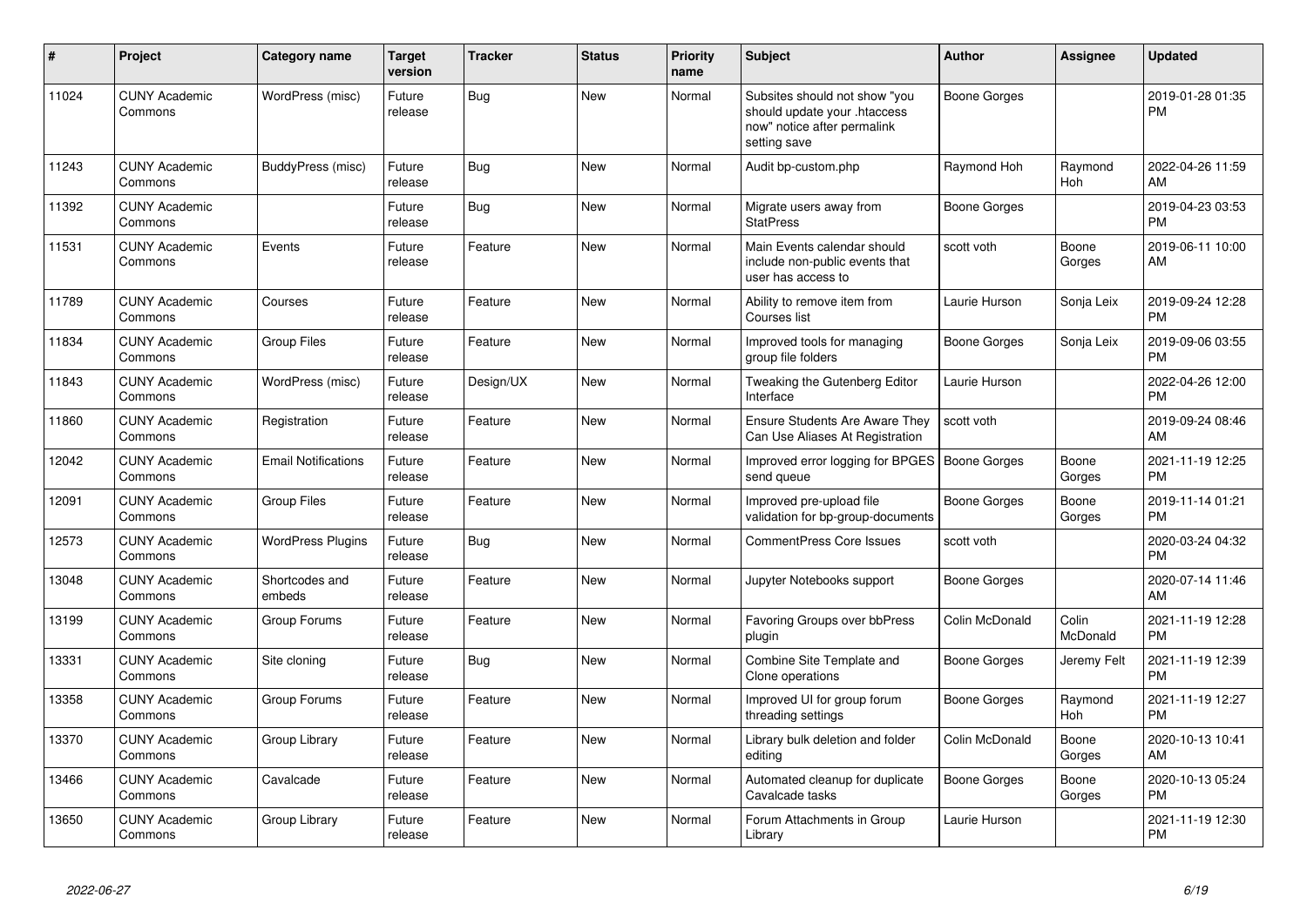| # | Project | Category name | Target version | Tracker | Status | Priority name | Subject | Author | Assignee | Updated |
|---|---|---|---|---|---|---|---|---|---|---|
| 11024 | CUNY Academic Commons | WordPress (misc) | Future release | Bug | New | Normal | Subsites should not show "you should update your .htaccess now" notice after permalink setting save | Boone Gorges | | 2019-01-28 01:35 PM |
| 11243 | CUNY Academic Commons | BuddyPress (misc) | Future release | Bug | New | Normal | Audit bp-custom.php | Raymond Hoh | Raymond Hoh | 2022-04-26 11:59 AM |
| 11392 | CUNY Academic Commons | | Future release | Bug | New | Normal | Migrate users away from StatPress | Boone Gorges | | 2019-04-23 03:53 PM |
| 11531 | CUNY Academic Commons | Events | Future release | Feature | New | Normal | Main Events calendar should include non-public events that user has access to | scott voth | Boone Gorges | 2019-06-11 10:00 AM |
| 11789 | CUNY Academic Commons | Courses | Future release | Feature | New | Normal | Ability to remove item from Courses list | Laurie Hurson | Sonja Leix | 2019-09-24 12:28 PM |
| 11834 | CUNY Academic Commons | Group Files | Future release | Feature | New | Normal | Improved tools for managing group file folders | Boone Gorges | Sonja Leix | 2019-09-06 03:55 PM |
| 11843 | CUNY Academic Commons | WordPress (misc) | Future release | Design/UX | New | Normal | Tweaking the Gutenberg Editor Interface | Laurie Hurson | | 2022-04-26 12:00 PM |
| 11860 | CUNY Academic Commons | Registration | Future release | Feature | New | Normal | Ensure Students Are Aware They Can Use Aliases At Registration | scott voth | | 2019-09-24 08:46 AM |
| 12042 | CUNY Academic Commons | Email Notifications | Future release | Feature | New | Normal | Improved error logging for BPGES send queue | Boone Gorges | Boone Gorges | 2021-11-19 12:25 PM |
| 12091 | CUNY Academic Commons | Group Files | Future release | Feature | New | Normal | Improved pre-upload file validation for bp-group-documents | Boone Gorges | Boone Gorges | 2019-11-14 01:21 PM |
| 12573 | CUNY Academic Commons | WordPress Plugins | Future release | Bug | New | Normal | CommentPress Core Issues | scott voth | | 2020-03-24 04:32 PM |
| 13048 | CUNY Academic Commons | Shortcodes and embeds | Future release | Feature | New | Normal | Jupyter Notebooks support | Boone Gorges | | 2020-07-14 11:46 AM |
| 13199 | CUNY Academic Commons | Group Forums | Future release | Feature | New | Normal | Favoring Groups over bbPress plugin | Colin McDonald | Colin McDonald | 2021-11-19 12:28 PM |
| 13331 | CUNY Academic Commons | Site cloning | Future release | Bug | New | Normal | Combine Site Template and Clone operations | Boone Gorges | Jeremy Felt | 2021-11-19 12:39 PM |
| 13358 | CUNY Academic Commons | Group Forums | Future release | Feature | New | Normal | Improved UI for group forum threading settings | Boone Gorges | Raymond Hoh | 2021-11-19 12:27 PM |
| 13370 | CUNY Academic Commons | Group Library | Future release | Feature | New | Normal | Library bulk deletion and folder editing | Colin McDonald | Boone Gorges | 2020-10-13 10:41 AM |
| 13466 | CUNY Academic Commons | Cavalcade | Future release | Feature | New | Normal | Automated cleanup for duplicate Cavalcade tasks | Boone Gorges | Boone Gorges | 2020-10-13 05:24 PM |
| 13650 | CUNY Academic Commons | Group Library | Future release | Feature | New | Normal | Forum Attachments in Group Library | Laurie Hurson | | 2021-11-19 12:30 PM |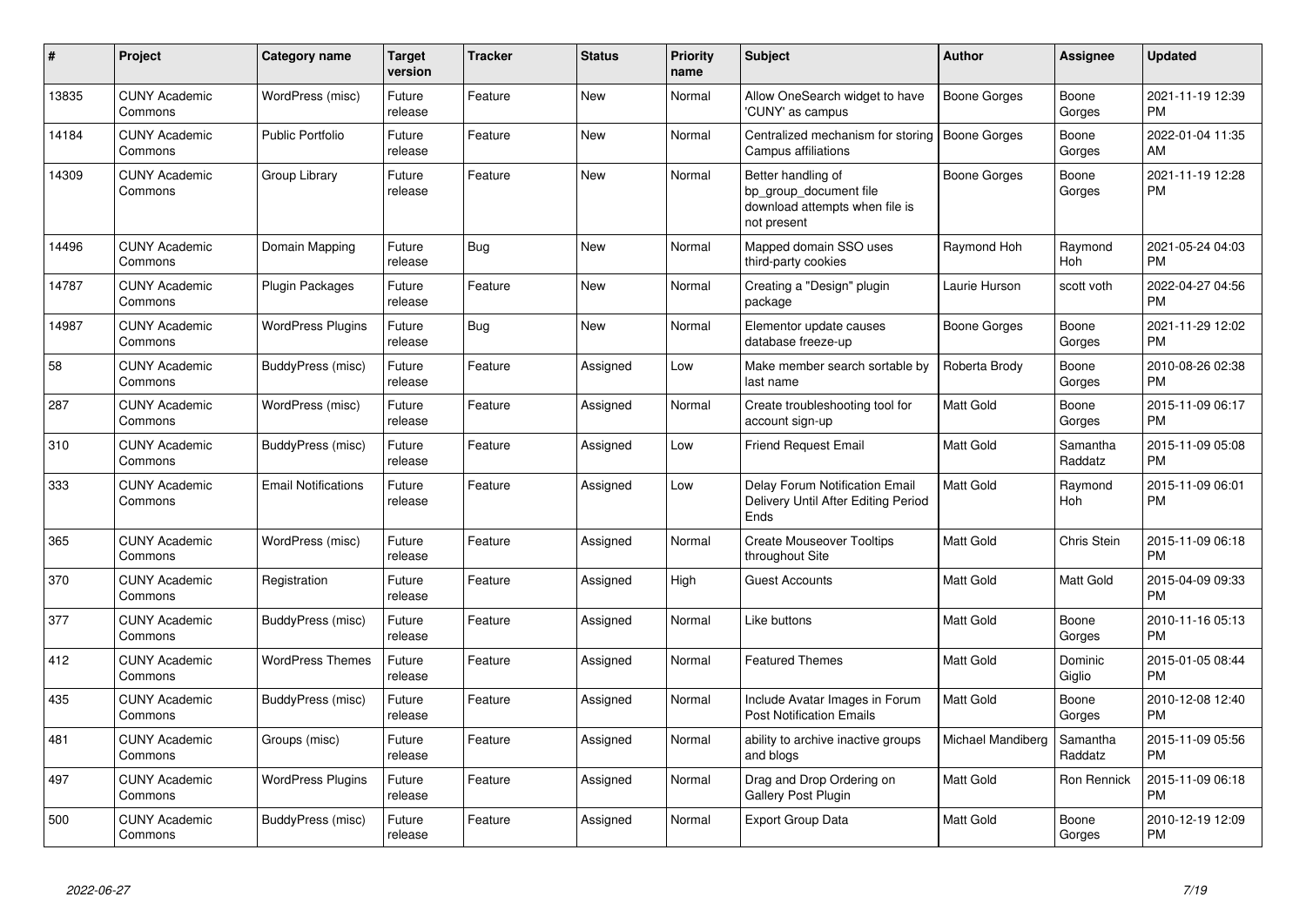| # | Project | Category name | Target version | Tracker | Status | Priority name | Subject | Author | Assignee | Updated |
|---|---|---|---|---|---|---|---|---|---|---|
| 13835 | CUNY Academic Commons | WordPress (misc) | Future release | Feature | New | Normal | Allow OneSearch widget to have 'CUNY' as campus | Boone Gorges | Boone Gorges | 2021-11-19 12:39 PM |
| 14184 | CUNY Academic Commons | Public Portfolio | Future release | Feature | New | Normal | Centralized mechanism for storing Campus affiliations | Boone Gorges | Boone Gorges | 2022-01-04 11:35 AM |
| 14309 | CUNY Academic Commons | Group Library | Future release | Feature | New | Normal | Better handling of bp_group_document file download attempts when file is not present | Boone Gorges | Boone Gorges | 2021-11-19 12:28 PM |
| 14496 | CUNY Academic Commons | Domain Mapping | Future release | Bug | New | Normal | Mapped domain SSO uses third-party cookies | Raymond Hoh | Raymond Hoh | 2021-05-24 04:03 PM |
| 14787 | CUNY Academic Commons | Plugin Packages | Future release | Feature | New | Normal | Creating a "Design" plugin package | Laurie Hurson | scott voth | 2022-04-27 04:56 PM |
| 14987 | CUNY Academic Commons | WordPress Plugins | Future release | Bug | New | Normal | Elementor update causes database freeze-up | Boone Gorges | Boone Gorges | 2021-11-29 12:02 PM |
| 58 | CUNY Academic Commons | BuddyPress (misc) | Future release | Feature | Assigned | Low | Make member search sortable by last name | Roberta Brody | Boone Gorges | 2010-08-26 02:38 PM |
| 287 | CUNY Academic Commons | WordPress (misc) | Future release | Feature | Assigned | Normal | Create troubleshooting tool for account sign-up | Matt Gold | Boone Gorges | 2015-11-09 06:17 PM |
| 310 | CUNY Academic Commons | BuddyPress (misc) | Future release | Feature | Assigned | Low | Friend Request Email | Matt Gold | Samantha Raddatz | 2015-11-09 05:08 PM |
| 333 | CUNY Academic Commons | Email Notifications | Future release | Feature | Assigned | Low | Delay Forum Notification Email Delivery Until After Editing Period Ends | Matt Gold | Raymond Hoh | 2015-11-09 06:01 PM |
| 365 | CUNY Academic Commons | WordPress (misc) | Future release | Feature | Assigned | Normal | Create Mouseover Tooltips throughout Site | Matt Gold | Chris Stein | 2015-11-09 06:18 PM |
| 370 | CUNY Academic Commons | Registration | Future release | Feature | Assigned | High | Guest Accounts | Matt Gold | Matt Gold | 2015-04-09 09:33 PM |
| 377 | CUNY Academic Commons | BuddyPress (misc) | Future release | Feature | Assigned | Normal | Like buttons | Matt Gold | Boone Gorges | 2010-11-16 05:13 PM |
| 412 | CUNY Academic Commons | WordPress Themes | Future release | Feature | Assigned | Normal | Featured Themes | Matt Gold | Dominic Giglio | 2015-01-05 08:44 PM |
| 435 | CUNY Academic Commons | BuddyPress (misc) | Future release | Feature | Assigned | Normal | Include Avatar Images in Forum Post Notification Emails | Matt Gold | Boone Gorges | 2010-12-08 12:40 PM |
| 481 | CUNY Academic Commons | Groups (misc) | Future release | Feature | Assigned | Normal | ability to archive inactive groups and blogs | Michael Mandiberg | Samantha Raddatz | 2015-11-09 05:56 PM |
| 497 | CUNY Academic Commons | WordPress Plugins | Future release | Feature | Assigned | Normal | Drag and Drop Ordering on Gallery Post Plugin | Matt Gold | Ron Rennick | 2015-11-09 06:18 PM |
| 500 | CUNY Academic Commons | BuddyPress (misc) | Future release | Feature | Assigned | Normal | Export Group Data | Matt Gold | Boone Gorges | 2010-12-19 12:09 PM |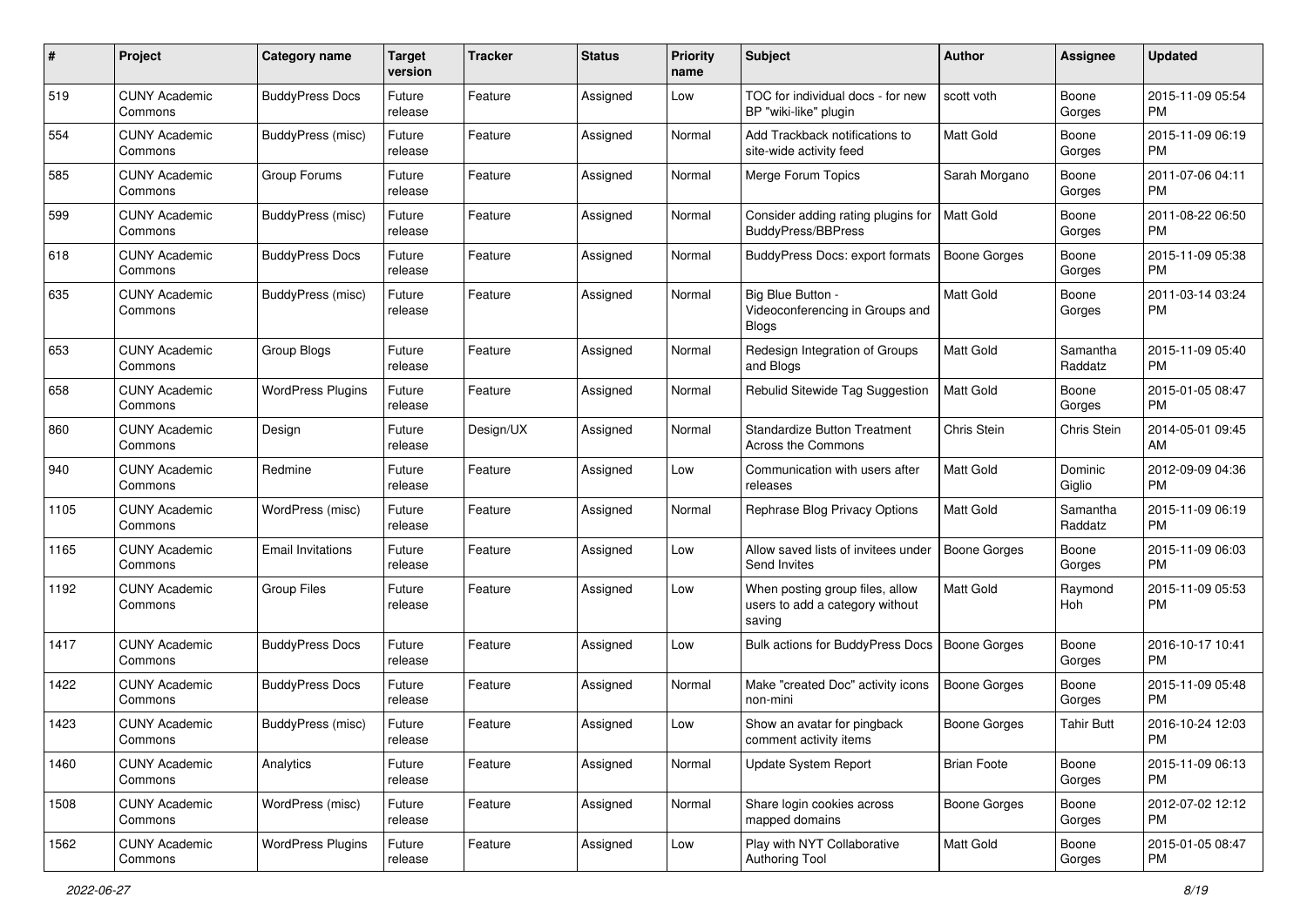| # | Project | Category name | Target version | Tracker | Status | Priority name | Subject | Author | Assignee | Updated |
|---|---|---|---|---|---|---|---|---|---|---|
| 519 | CUNY Academic Commons | BuddyPress Docs | Future release | Feature | Assigned | Low | TOC for individual docs - for new BP "wiki-like" plugin | scott voth | Boone Gorges | 2015-11-09 05:54 PM |
| 554 | CUNY Academic Commons | BuddyPress (misc) | Future release | Feature | Assigned | Normal | Add Trackback notifications to site-wide activity feed | Matt Gold | Boone Gorges | 2015-11-09 06:19 PM |
| 585 | CUNY Academic Commons | Group Forums | Future release | Feature | Assigned | Normal | Merge Forum Topics | Sarah Morgano | Boone Gorges | 2011-07-06 04:11 PM |
| 599 | CUNY Academic Commons | BuddyPress (misc) | Future release | Feature | Assigned | Normal | Consider adding rating plugins for BuddyPress/BBPress | Matt Gold | Boone Gorges | 2011-08-22 06:50 PM |
| 618 | CUNY Academic Commons | BuddyPress Docs | Future release | Feature | Assigned | Normal | BuddyPress Docs: export formats | Boone Gorges | Boone Gorges | 2015-11-09 05:38 PM |
| 635 | CUNY Academic Commons | BuddyPress (misc) | Future release | Feature | Assigned | Normal | Big Blue Button - Videoconferencing in Groups and Blogs | Matt Gold | Boone Gorges | 2011-03-14 03:24 PM |
| 653 | CUNY Academic Commons | Group Blogs | Future release | Feature | Assigned | Normal | Redesign Integration of Groups and Blogs | Matt Gold | Samantha Raddatz | 2015-11-09 05:40 PM |
| 658 | CUNY Academic Commons | WordPress Plugins | Future release | Feature | Assigned | Normal | Rebulid Sitewide Tag Suggestion | Matt Gold | Boone Gorges | 2015-01-05 08:47 PM |
| 860 | CUNY Academic Commons | Design | Future release | Design/UX | Assigned | Normal | Standardize Button Treatment Across the Commons | Chris Stein | Chris Stein | 2014-05-01 09:45 AM |
| 940 | CUNY Academic Commons | Redmine | Future release | Feature | Assigned | Low | Communication with users after releases | Matt Gold | Dominic Giglio | 2012-09-09 04:36 PM |
| 1105 | CUNY Academic Commons | WordPress (misc) | Future release | Feature | Assigned | Normal | Rephrase Blog Privacy Options | Matt Gold | Samantha Raddatz | 2015-11-09 06:19 PM |
| 1165 | CUNY Academic Commons | Email Invitations | Future release | Feature | Assigned | Low | Allow saved lists of invitees under Send Invites | Boone Gorges | Boone Gorges | 2015-11-09 06:03 PM |
| 1192 | CUNY Academic Commons | Group Files | Future release | Feature | Assigned | Low | When posting group files, allow users to add a category without saving | Matt Gold | Raymond Hoh | 2015-11-09 05:53 PM |
| 1417 | CUNY Academic Commons | BuddyPress Docs | Future release | Feature | Assigned | Low | Bulk actions for BuddyPress Docs | Boone Gorges | Boone Gorges | 2016-10-17 10:41 PM |
| 1422 | CUNY Academic Commons | BuddyPress Docs | Future release | Feature | Assigned | Normal | Make "created Doc" activity icons non-mini | Boone Gorges | Boone Gorges | 2015-11-09 05:48 PM |
| 1423 | CUNY Academic Commons | BuddyPress (misc) | Future release | Feature | Assigned | Low | Show an avatar for pingback comment activity items | Boone Gorges | Tahir Butt | 2016-10-24 12:03 PM |
| 1460 | CUNY Academic Commons | Analytics | Future release | Feature | Assigned | Normal | Update System Report | Brian Foote | Boone Gorges | 2015-11-09 06:13 PM |
| 1508 | CUNY Academic Commons | WordPress (misc) | Future release | Feature | Assigned | Normal | Share login cookies across mapped domains | Boone Gorges | Boone Gorges | 2012-07-02 12:12 PM |
| 1562 | CUNY Academic Commons | WordPress Plugins | Future release | Feature | Assigned | Low | Play with NYT Collaborative Authoring Tool | Matt Gold | Boone Gorges | 2015-01-05 08:47 PM |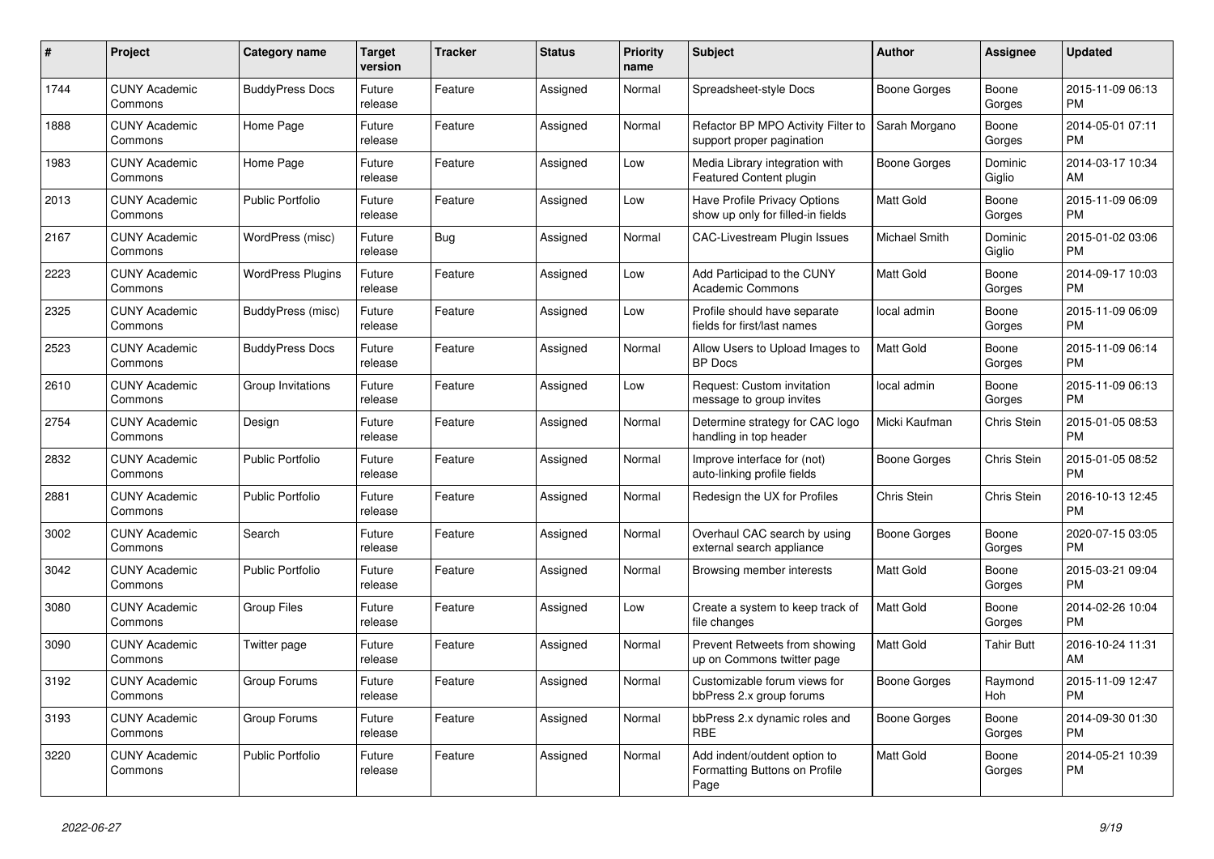| # | Project | Category name | Target version | Tracker | Status | Priority name | Subject | Author | Assignee | Updated |
|---|---|---|---|---|---|---|---|---|---|---|
| 1744 | CUNY Academic Commons | BuddyPress Docs | Future release | Feature | Assigned | Normal | Spreadsheet-style Docs | Boone Gorges | Boone Gorges | 2015-11-09 06:13 PM |
| 1888 | CUNY Academic Commons | Home Page | Future release | Feature | Assigned | Normal | Refactor BP MPO Activity Filter to support proper pagination | Sarah Morgano | Boone Gorges | 2014-05-01 07:11 PM |
| 1983 | CUNY Academic Commons | Home Page | Future release | Feature | Assigned | Low | Media Library integration with Featured Content plugin | Boone Gorges | Dominic Giglio | 2014-03-17 10:34 AM |
| 2013 | CUNY Academic Commons | Public Portfolio | Future release | Feature | Assigned | Low | Have Profile Privacy Options show up only for filled-in fields | Matt Gold | Boone Gorges | 2015-11-09 06:09 PM |
| 2167 | CUNY Academic Commons | WordPress (misc) | Future release | Bug | Assigned | Normal | CAC-Livestream Plugin Issues | Michael Smith | Dominic Giglio | 2015-01-02 03:06 PM |
| 2223 | CUNY Academic Commons | WordPress Plugins | Future release | Feature | Assigned | Low | Add Participad to the CUNY Academic Commons | Matt Gold | Boone Gorges | 2014-09-17 10:03 PM |
| 2325 | CUNY Academic Commons | BuddyPress (misc) | Future release | Feature | Assigned | Low | Profile should have separate fields for first/last names | local admin | Boone Gorges | 2015-11-09 06:09 PM |
| 2523 | CUNY Academic Commons | BuddyPress Docs | Future release | Feature | Assigned | Normal | Allow Users to Upload Images to BP Docs | Matt Gold | Boone Gorges | 2015-11-09 06:14 PM |
| 2610 | CUNY Academic Commons | Group Invitations | Future release | Feature | Assigned | Low | Request: Custom invitation message to group invites | local admin | Boone Gorges | 2015-11-09 06:13 PM |
| 2754 | CUNY Academic Commons | Design | Future release | Feature | Assigned | Normal | Determine strategy for CAC logo handling in top header | Micki Kaufman | Chris Stein | 2015-01-05 08:53 PM |
| 2832 | CUNY Academic Commons | Public Portfolio | Future release | Feature | Assigned | Normal | Improve interface for (not) auto-linking profile fields | Boone Gorges | Chris Stein | 2015-01-05 08:52 PM |
| 2881 | CUNY Academic Commons | Public Portfolio | Future release | Feature | Assigned | Normal | Redesign the UX for Profiles | Chris Stein | Chris Stein | 2016-10-13 12:45 PM |
| 3002 | CUNY Academic Commons | Search | Future release | Feature | Assigned | Normal | Overhaul CAC search by using external search appliance | Boone Gorges | Boone Gorges | 2020-07-15 03:05 PM |
| 3042 | CUNY Academic Commons | Public Portfolio | Future release | Feature | Assigned | Normal | Browsing member interests | Matt Gold | Boone Gorges | 2015-03-21 09:04 PM |
| 3080 | CUNY Academic Commons | Group Files | Future release | Feature | Assigned | Low | Create a system to keep track of file changes | Matt Gold | Boone Gorges | 2014-02-26 10:04 PM |
| 3090 | CUNY Academic Commons | Twitter page | Future release | Feature | Assigned | Normal | Prevent Retweets from showing up on Commons twitter page | Matt Gold | Tahir Butt | 2016-10-24 11:31 AM |
| 3192 | CUNY Academic Commons | Group Forums | Future release | Feature | Assigned | Normal | Customizable forum views for bbPress 2.x group forums | Boone Gorges | Raymond Hoh | 2015-11-09 12:47 PM |
| 3193 | CUNY Academic Commons | Group Forums | Future release | Feature | Assigned | Normal | bbPress 2.x dynamic roles and RBE | Boone Gorges | Boone Gorges | 2014-09-30 01:30 PM |
| 3220 | CUNY Academic Commons | Public Portfolio | Future release | Feature | Assigned | Normal | Add indent/outdent option to Formatting Buttons on Profile Page | Matt Gold | Boone Gorges | 2014-05-21 10:39 PM |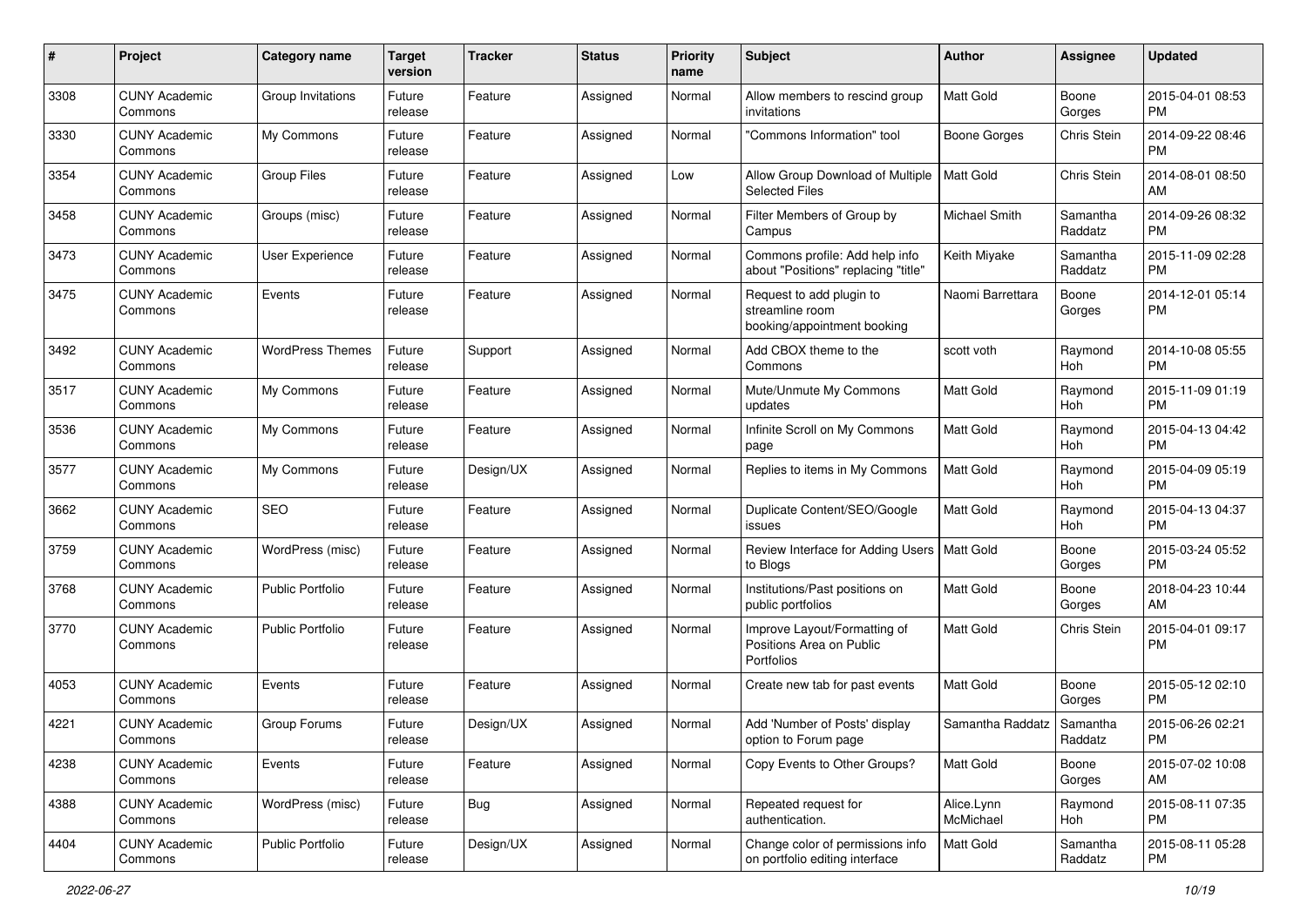| # | Project | Category name | Target version | Tracker | Status | Priority name | Subject | Author | Assignee | Updated |
|---|---|---|---|---|---|---|---|---|---|---|
| 3308 | CUNY Academic Commons | Group Invitations | Future release | Feature | Assigned | Normal | Allow members to rescind group invitations | Matt Gold | Boone Gorges | 2015-04-01 08:53 PM |
| 3330 | CUNY Academic Commons | My Commons | Future release | Feature | Assigned | Normal | "Commons Information" tool | Boone Gorges | Chris Stein | 2014-09-22 08:46 PM |
| 3354 | CUNY Academic Commons | Group Files | Future release | Feature | Assigned | Low | Allow Group Download of Multiple Selected Files | Matt Gold | Chris Stein | 2014-08-01 08:50 AM |
| 3458 | CUNY Academic Commons | Groups (misc) | Future release | Feature | Assigned | Normal | Filter Members of Group by Campus | Michael Smith | Samantha Raddatz | 2014-09-26 08:32 PM |
| 3473 | CUNY Academic Commons | User Experience | Future release | Feature | Assigned | Normal | Commons profile: Add help info about "Positions" replacing "title" | Keith Miyake | Samantha Raddatz | 2015-11-09 02:28 PM |
| 3475 | CUNY Academic Commons | Events | Future release | Feature | Assigned | Normal | Request to add plugin to streamline room booking/appointment booking | Naomi Barrettara | Boone Gorges | 2014-12-01 05:14 PM |
| 3492 | CUNY Academic Commons | WordPress Themes | Future release | Support | Assigned | Normal | Add CBOX theme to the Commons | scott voth | Raymond Hoh | 2014-10-08 05:55 PM |
| 3517 | CUNY Academic Commons | My Commons | Future release | Feature | Assigned | Normal | Mute/Unmute My Commons updates | Matt Gold | Raymond Hoh | 2015-11-09 01:19 PM |
| 3536 | CUNY Academic Commons | My Commons | Future release | Feature | Assigned | Normal | Infinite Scroll on My Commons page | Matt Gold | Raymond Hoh | 2015-04-13 04:42 PM |
| 3577 | CUNY Academic Commons | My Commons | Future release | Design/UX | Assigned | Normal | Replies to items in My Commons | Matt Gold | Raymond Hoh | 2015-04-09 05:19 PM |
| 3662 | CUNY Academic Commons | SEO | Future release | Feature | Assigned | Normal | Duplicate Content/SEO/Google issues | Matt Gold | Raymond Hoh | 2015-04-13 04:37 PM |
| 3759 | CUNY Academic Commons | WordPress (misc) | Future release | Feature | Assigned | Normal | Review Interface for Adding Users to Blogs | Matt Gold | Boone Gorges | 2015-03-24 05:52 PM |
| 3768 | CUNY Academic Commons | Public Portfolio | Future release | Feature | Assigned | Normal | Institutions/Past positions on public portfolios | Matt Gold | Boone Gorges | 2018-04-23 10:44 AM |
| 3770 | CUNY Academic Commons | Public Portfolio | Future release | Feature | Assigned | Normal | Improve Layout/Formatting of Positions Area on Public Portfolios | Matt Gold | Chris Stein | 2015-04-01 09:17 PM |
| 4053 | CUNY Academic Commons | Events | Future release | Feature | Assigned | Normal | Create new tab for past events | Matt Gold | Boone Gorges | 2015-05-12 02:10 PM |
| 4221 | CUNY Academic Commons | Group Forums | Future release | Design/UX | Assigned | Normal | Add 'Number of Posts' display option to Forum page | Samantha Raddatz | Samantha Raddatz | 2015-06-26 02:21 PM |
| 4238 | CUNY Academic Commons | Events | Future release | Feature | Assigned | Normal | Copy Events to Other Groups? | Matt Gold | Boone Gorges | 2015-07-02 10:08 AM |
| 4388 | CUNY Academic Commons | WordPress (misc) | Future release | Bug | Assigned | Normal | Repeated request for authentication. | Alice.Lynn McMichael | Raymond Hoh | 2015-08-11 07:35 PM |
| 4404 | CUNY Academic Commons | Public Portfolio | Future release | Design/UX | Assigned | Normal | Change color of permissions info on portfolio editing interface | Matt Gold | Samantha Raddatz | 2015-08-11 05:28 PM |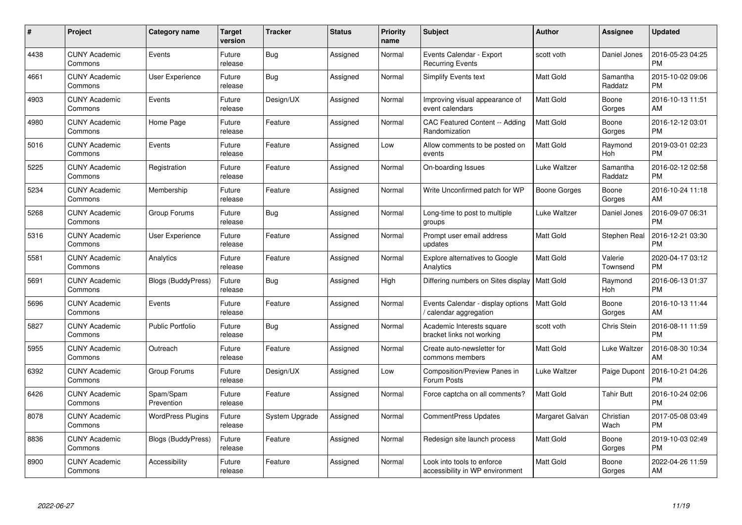| # | Project | Category name | Target version | Tracker | Status | Priority name | Subject | Author | Assignee | Updated |
|---|---|---|---|---|---|---|---|---|---|---|
| 4438 | CUNY Academic Commons | Events | Future release | Bug | Assigned | Normal | Events Calendar - Export Recurring Events | scott voth | Daniel Jones | 2016-05-23 04:25 PM |
| 4661 | CUNY Academic Commons | User Experience | Future release | Bug | Assigned | Normal | Simplify Events text | Matt Gold | Samantha Raddatz | 2015-10-02 09:06 PM |
| 4903 | CUNY Academic Commons | Events | Future release | Design/UX | Assigned | Normal | Improving visual appearance of event calendars | Matt Gold | Boone Gorges | 2016-10-13 11:51 AM |
| 4980 | CUNY Academic Commons | Home Page | Future release | Feature | Assigned | Normal | CAC Featured Content -- Adding Randomization | Matt Gold | Boone Gorges | 2016-12-12 03:01 PM |
| 5016 | CUNY Academic Commons | Events | Future release | Feature | Assigned | Low | Allow comments to be posted on events | Matt Gold | Raymond Hoh | 2019-03-01 02:23 PM |
| 5225 | CUNY Academic Commons | Registration | Future release | Feature | Assigned | Normal | On-boarding Issues | Luke Waltzer | Samantha Raddatz | 2016-02-12 02:58 PM |
| 5234 | CUNY Academic Commons | Membership | Future release | Feature | Assigned | Normal | Write Unconfirmed patch for WP | Boone Gorges | Boone Gorges | 2016-10-24 11:18 AM |
| 5268 | CUNY Academic Commons | Group Forums | Future release | Bug | Assigned | Normal | Long-time to post to multiple groups | Luke Waltzer | Daniel Jones | 2016-09-07 06:31 PM |
| 5316 | CUNY Academic Commons | User Experience | Future release | Feature | Assigned | Normal | Prompt user email address updates | Matt Gold | Stephen Real | 2016-12-21 03:30 PM |
| 5581 | CUNY Academic Commons | Analytics | Future release | Feature | Assigned | Normal | Explore alternatives to Google Analytics | Matt Gold | Valerie Townsend | 2020-04-17 03:12 PM |
| 5691 | CUNY Academic Commons | Blogs (BuddyPress) | Future release | Bug | Assigned | High | Differing numbers on Sites display | Matt Gold | Raymond Hoh | 2016-06-13 01:37 PM |
| 5696 | CUNY Academic Commons | Events | Future release | Feature | Assigned | Normal | Events Calendar - display options / calendar aggregation | Matt Gold | Boone Gorges | 2016-10-13 11:44 AM |
| 5827 | CUNY Academic Commons | Public Portfolio | Future release | Bug | Assigned | Normal | Academic Interests square bracket links not working | scott voth | Chris Stein | 2016-08-11 11:59 PM |
| 5955 | CUNY Academic Commons | Outreach | Future release | Feature | Assigned | Normal | Create auto-newsletter for commons members | Matt Gold | Luke Waltzer | 2016-08-30 10:34 AM |
| 6392 | CUNY Academic Commons | Group Forums | Future release | Design/UX | Assigned | Low | Composition/Preview Panes in Forum Posts | Luke Waltzer | Paige Dupont | 2016-10-21 04:26 PM |
| 6426 | CUNY Academic Commons | Spam/Spam Prevention | Future release | Feature | Assigned | Normal | Force captcha on all comments? | Matt Gold | Tahir Butt | 2016-10-24 02:06 PM |
| 8078 | CUNY Academic Commons | WordPress Plugins | Future release | System Upgrade | Assigned | Normal | CommentPress Updates | Margaret Galvan | Christian Wach | 2017-05-08 03:49 PM |
| 8836 | CUNY Academic Commons | Blogs (BuddyPress) | Future release | Feature | Assigned | Normal | Redesign site launch process | Matt Gold | Boone Gorges | 2019-10-03 02:49 PM |
| 8900 | CUNY Academic Commons | Accessibility | Future release | Feature | Assigned | Normal | Look into tools to enforce accessibility in WP environment | Matt Gold | Boone Gorges | 2022-04-26 11:59 AM |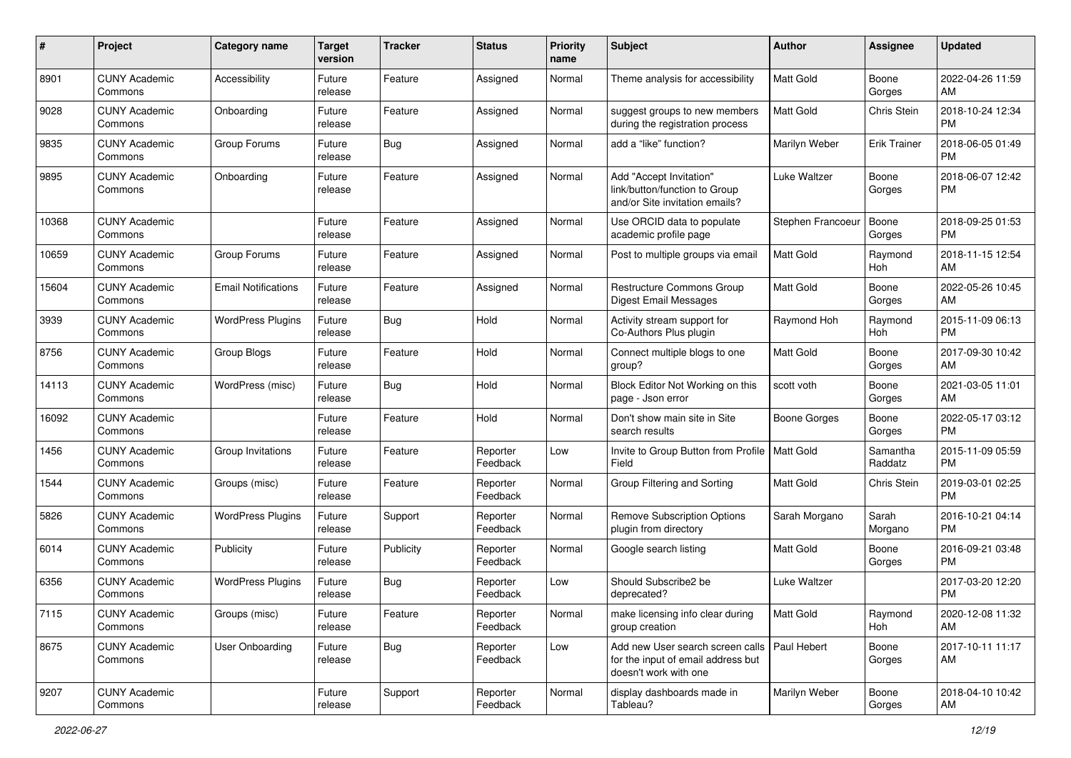| # | Project | Category name | Target version | Tracker | Status | Priority name | Subject | Author | Assignee | Updated |
|---|---|---|---|---|---|---|---|---|---|---|
| 8901 | CUNY Academic Commons | Accessibility | Future release | Feature | Assigned | Normal | Theme analysis for accessibility | Matt Gold | Boone Gorges | 2022-04-26 11:59 AM |
| 9028 | CUNY Academic Commons | Onboarding | Future release | Feature | Assigned | Normal | suggest groups to new members during the registration process | Matt Gold | Chris Stein | 2018-10-24 12:34 PM |
| 9835 | CUNY Academic Commons | Group Forums | Future release | Bug | Assigned | Normal | add a “like” function? | Marilyn Weber | Erik Trainer | 2018-06-05 01:49 PM |
| 9895 | CUNY Academic Commons | Onboarding | Future release | Feature | Assigned | Normal | Add "Accept Invitation" link/button/function to Group and/or Site invitation emails? | Luke Waltzer | Boone Gorges | 2018-06-07 12:42 PM |
| 10368 | CUNY Academic Commons | | Future release | Feature | Assigned | Normal | Use ORCID data to populate academic profile page | Stephen Francoeur | Boone Gorges | 2018-09-25 01:53 PM |
| 10659 | CUNY Academic Commons | Group Forums | Future release | Feature | Assigned | Normal | Post to multiple groups via email | Matt Gold | Raymond Hoh | 2018-11-15 12:54 AM |
| 15604 | CUNY Academic Commons | Email Notifications | Future release | Feature | Assigned | Normal | Restructure Commons Group Digest Email Messages | Matt Gold | Boone Gorges | 2022-05-26 10:45 AM |
| 3939 | CUNY Academic Commons | WordPress Plugins | Future release | Bug | Hold | Normal | Activity stream support for Co-Authors Plus plugin | Raymond Hoh | Raymond Hoh | 2015-11-09 06:13 PM |
| 8756 | CUNY Academic Commons | Group Blogs | Future release | Feature | Hold | Normal | Connect multiple blogs to one group? | Matt Gold | Boone Gorges | 2017-09-30 10:42 AM |
| 14113 | CUNY Academic Commons | WordPress (misc) | Future release | Bug | Hold | Normal | Block Editor Not Working on this page - Json error | scott voth | Boone Gorges | 2021-03-05 11:01 AM |
| 16092 | CUNY Academic Commons | | Future release | Feature | Hold | Normal | Don't show main site in Site search results | Boone Gorges | Boone Gorges | 2022-05-17 03:12 PM |
| 1456 | CUNY Academic Commons | Group Invitations | Future release | Feature | Reporter Feedback | Low | Invite to Group Button from Profile Field | Matt Gold | Samantha Raddatz | 2015-11-09 05:59 PM |
| 1544 | CUNY Academic Commons | Groups (misc) | Future release | Feature | Reporter Feedback | Normal | Group Filtering and Sorting | Matt Gold | Chris Stein | 2019-03-01 02:25 PM |
| 5826 | CUNY Academic Commons | WordPress Plugins | Future release | Support | Reporter Feedback | Normal | Remove Subscription Options plugin from directory | Sarah Morgano | Sarah Morgano | 2016-10-21 04:14 PM |
| 6014 | CUNY Academic Commons | Publicity | Future release | Publicity | Reporter Feedback | Normal | Google search listing | Matt Gold | Boone Gorges | 2016-09-21 03:48 PM |
| 6356 | CUNY Academic Commons | WordPress Plugins | Future release | Bug | Reporter Feedback | Low | Should Subscribe2 be deprecated? | Luke Waltzer | | 2017-03-20 12:20 PM |
| 7115 | CUNY Academic Commons | Groups (misc) | Future release | Feature | Reporter Feedback | Normal | make licensing info clear during group creation | Matt Gold | Raymond Hoh | 2020-12-08 11:32 AM |
| 8675 | CUNY Academic Commons | User Onboarding | Future release | Bug | Reporter Feedback | Low | Add new User search screen calls for the input of email address but doesn't work with one | Paul Hebert | Boone Gorges | 2017-10-11 11:17 AM |
| 9207 | CUNY Academic Commons | | Future release | Support | Reporter Feedback | Normal | display dashboards made in Tableau? | Marilyn Weber | Boone Gorges | 2018-04-10 10:42 AM |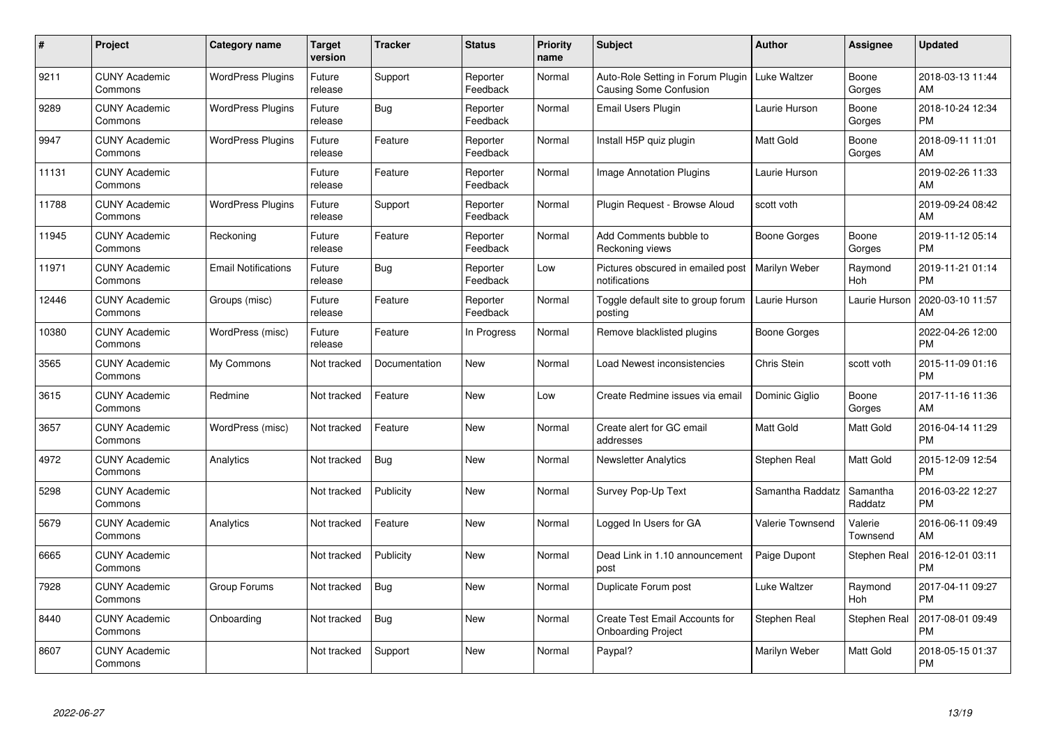| # | Project | Category name | Target version | Tracker | Status | Priority name | Subject | Author | Assignee | Updated |
|---|---|---|---|---|---|---|---|---|---|---|
| 9211 | CUNY Academic Commons | WordPress Plugins | Future release | Support | Reporter Feedback | Normal | Auto-Role Setting in Forum Plugin Causing Some Confusion | Luke Waltzer | Boone Gorges | 2018-03-13 11:44 AM |
| 9289 | CUNY Academic Commons | WordPress Plugins | Future release | Bug | Reporter Feedback | Normal | Email Users Plugin | Laurie Hurson | Boone Gorges | 2018-10-24 12:34 PM |
| 9947 | CUNY Academic Commons | WordPress Plugins | Future release | Feature | Reporter Feedback | Normal | Install H5P quiz plugin | Matt Gold | Boone Gorges | 2018-09-11 11:01 AM |
| 11131 | CUNY Academic Commons | | Future release | Feature | Reporter Feedback | Normal | Image Annotation Plugins | Laurie Hurson | | 2019-02-26 11:33 AM |
| 11788 | CUNY Academic Commons | WordPress Plugins | Future release | Support | Reporter Feedback | Normal | Plugin Request - Browse Aloud | scott voth | | 2019-09-24 08:42 AM |
| 11945 | CUNY Academic Commons | Reckoning | Future release | Feature | Reporter Feedback | Normal | Add Comments bubble to Reckoning views | Boone Gorges | Boone Gorges | 2019-11-12 05:14 PM |
| 11971 | CUNY Academic Commons | Email Notifications | Future release | Bug | Reporter Feedback | Low | Pictures obscured in emailed post notifications | Marilyn Weber | Raymond Hoh | 2019-11-21 01:14 PM |
| 12446 | CUNY Academic Commons | Groups (misc) | Future release | Feature | Reporter Feedback | Normal | Toggle default site to group forum posting | Laurie Hurson | Laurie Hurson | 2020-03-10 11:57 AM |
| 10380 | CUNY Academic Commons | WordPress (misc) | Future release | Feature | In Progress | Normal | Remove blacklisted plugins | Boone Gorges | | 2022-04-26 12:00 PM |
| 3565 | CUNY Academic Commons | My Commons | Not tracked | Documentation | New | Normal | Load Newest inconsistencies | Chris Stein | scott voth | 2015-11-09 01:16 PM |
| 3615 | CUNY Academic Commons | Redmine | Not tracked | Feature | New | Low | Create Redmine issues via email | Dominic Giglio | Boone Gorges | 2017-11-16 11:36 AM |
| 3657 | CUNY Academic Commons | WordPress (misc) | Not tracked | Feature | New | Normal | Create alert for GC email addresses | Matt Gold | Matt Gold | 2016-04-14 11:29 PM |
| 4972 | CUNY Academic Commons | Analytics | Not tracked | Bug | New | Normal | Newsletter Analytics | Stephen Real | Matt Gold | 2015-12-09 12:54 PM |
| 5298 | CUNY Academic Commons | | Not tracked | Publicity | New | Normal | Survey Pop-Up Text | Samantha Raddatz | Samantha Raddatz | 2016-03-22 12:27 PM |
| 5679 | CUNY Academic Commons | Analytics | Not tracked | Feature | New | Normal | Logged In Users for GA | Valerie Townsend | Valerie Townsend | 2016-06-11 09:49 AM |
| 6665 | CUNY Academic Commons | | Not tracked | Publicity | New | Normal | Dead Link in 1.10 announcement post | Paige Dupont | Stephen Real | 2016-12-01 03:11 PM |
| 7928 | CUNY Academic Commons | Group Forums | Not tracked | Bug | New | Normal | Duplicate Forum post | Luke Waltzer | Raymond Hoh | 2017-04-11 09:27 PM |
| 8440 | CUNY Academic Commons | Onboarding | Not tracked | Bug | New | Normal | Create Test Email Accounts for Onboarding Project | Stephen Real | Stephen Real | 2017-08-01 09:49 PM |
| 8607 | CUNY Academic Commons | | Not tracked | Support | New | Normal | Paypal? | Marilyn Weber | Matt Gold | 2018-05-15 01:37 PM |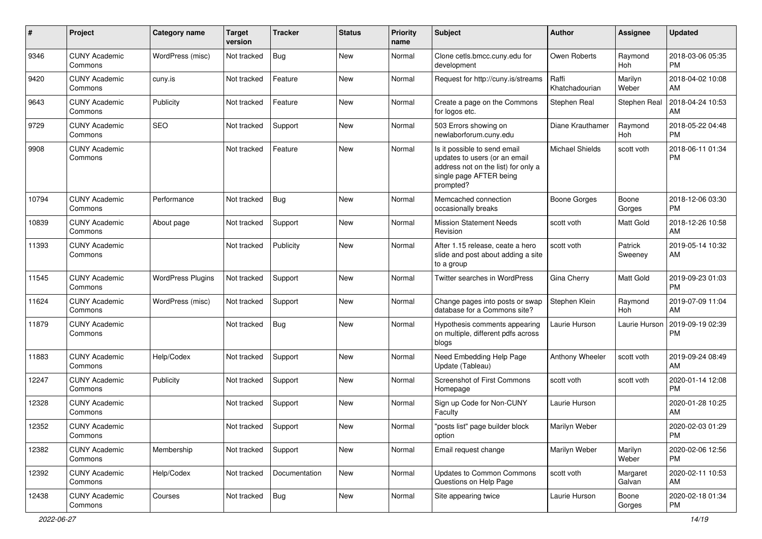| # | Project | Category name | Target version | Tracker | Status | Priority name | Subject | Author | Assignee | Updated |
|---|---|---|---|---|---|---|---|---|---|---|
| 9346 | CUNY Academic Commons | WordPress (misc) | Not tracked | Bug | New | Normal | Clone cetls.bmcc.cuny.edu for development | Owen Roberts | Raymond Hoh | 2018-03-06 05:35 PM |
| 9420 | CUNY Academic Commons | cuny.is | Not tracked | Feature | New | Normal | Request for http://cuny.is/streams | Raffi Khatchadourian | Marilyn Weber | 2018-04-02 10:08 AM |
| 9643 | CUNY Academic Commons | Publicity | Not tracked | Feature | New | Normal | Create a page on the Commons for logos etc. | Stephen Real | Stephen Real | 2018-04-24 10:53 AM |
| 9729 | CUNY Academic Commons | SEO | Not tracked | Support | New | Normal | 503 Errors showing on newlaborforum.cuny.edu | Diane Krauthamer | Raymond Hoh | 2018-05-22 04:48 PM |
| 9908 | CUNY Academic Commons | | Not tracked | Feature | New | Normal | Is it possible to send email updates to users (or an email address not on the list) for only a single page AFTER being prompted? | Michael Shields | scott voth | 2018-06-11 01:34 PM |
| 10794 | CUNY Academic Commons | Performance | Not tracked | Bug | New | Normal | Memcached connection occasionally breaks | Boone Gorges | Boone Gorges | 2018-12-06 03:30 PM |
| 10839 | CUNY Academic Commons | About page | Not tracked | Support | New | Normal | Mission Statement Needs Revision | scott voth | Matt Gold | 2018-12-26 10:58 AM |
| 11393 | CUNY Academic Commons | | Not tracked | Publicity | New | Normal | After 1.15 release, ceate a hero slide and post about adding a site to a group | scott voth | Patrick Sweeney | 2019-05-14 10:32 AM |
| 11545 | CUNY Academic Commons | WordPress Plugins | Not tracked | Support | New | Normal | Twitter searches in WordPress | Gina Cherry | Matt Gold | 2019-09-23 01:03 PM |
| 11624 | CUNY Academic Commons | WordPress (misc) | Not tracked | Support | New | Normal | Change pages into posts or swap database for a Commons site? | Stephen Klein | Raymond Hoh | 2019-07-09 11:04 AM |
| 11879 | CUNY Academic Commons | | Not tracked | Bug | New | Normal | Hypothesis comments appearing on multiple, different pdfs across blogs | Laurie Hurson | Laurie Hurson | 2019-09-19 02:39 PM |
| 11883 | CUNY Academic Commons | Help/Codex | Not tracked | Support | New | Normal | Need Embedding Help Page Update (Tableau) | Anthony Wheeler | scott voth | 2019-09-24 08:49 AM |
| 12247 | CUNY Academic Commons | Publicity | Not tracked | Support | New | Normal | Screenshot of First Commons Homepage | scott voth | scott voth | 2020-01-14 12:08 PM |
| 12328 | CUNY Academic Commons | | Not tracked | Support | New | Normal | Sign up Code for Non-CUNY Faculty | Laurie Hurson | | 2020-01-28 10:25 AM |
| 12352 | CUNY Academic Commons | | Not tracked | Support | New | Normal | "posts list" page builder block option | Marilyn Weber | | 2020-02-03 01:29 PM |
| 12382 | CUNY Academic Commons | Membership | Not tracked | Support | New | Normal | Email request change | Marilyn Weber | Marilyn Weber | 2020-02-06 12:56 PM |
| 12392 | CUNY Academic Commons | Help/Codex | Not tracked | Documentation | New | Normal | Updates to Common Commons Questions on Help Page | scott voth | Margaret Galvan | 2020-02-11 10:53 AM |
| 12438 | CUNY Academic Commons | Courses | Not tracked | Bug | New | Normal | Site appearing twice | Laurie Hurson | Boone Gorges | 2020-02-18 01:34 PM |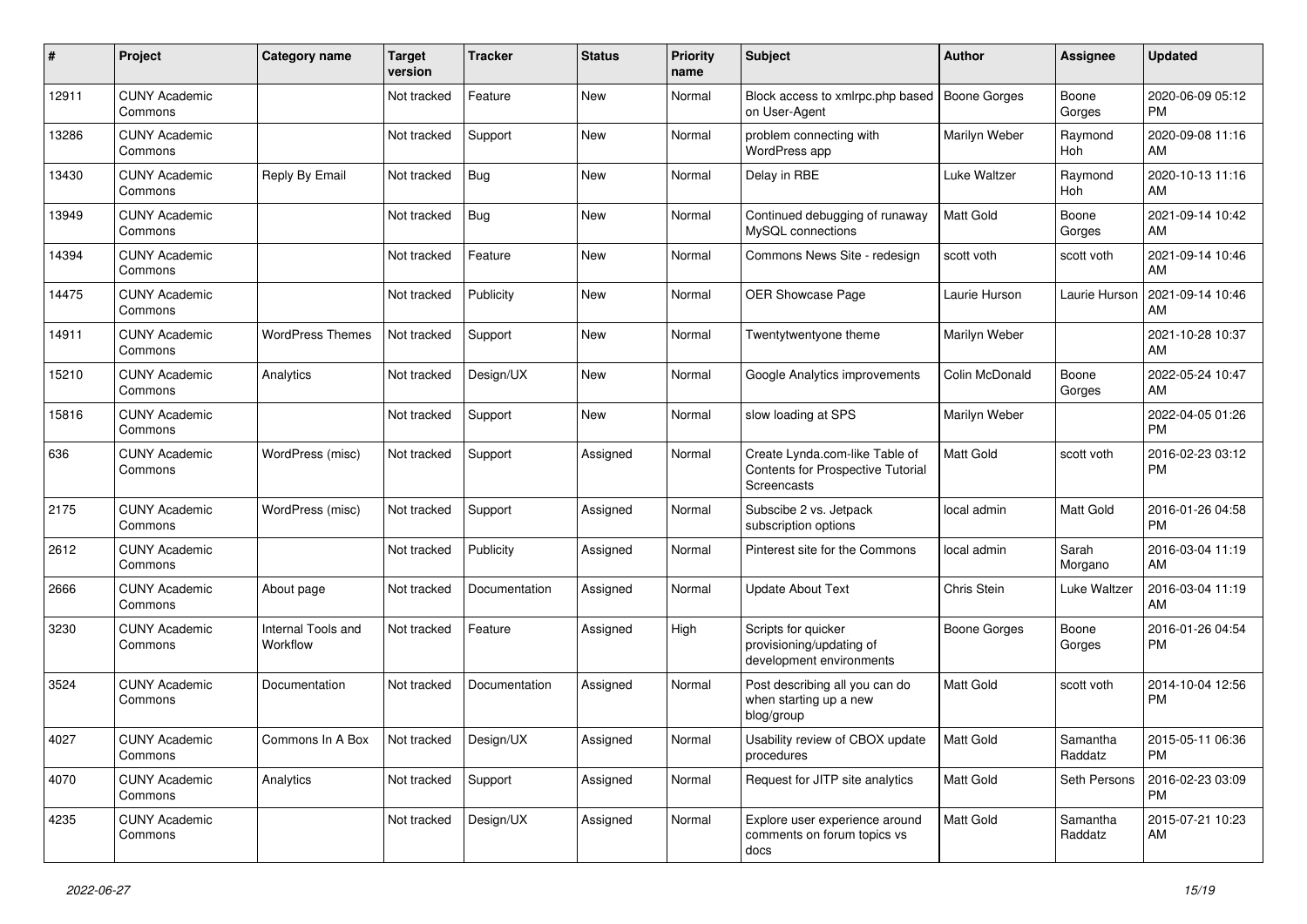| # | Project | Category name | Target version | Tracker | Status | Priority name | Subject | Author | Assignee | Updated |
|---|---|---|---|---|---|---|---|---|---|---|
| 12911 | CUNY Academic Commons | | Not tracked | Feature | New | Normal | Block access to xmlrpc.php based on User-Agent | Boone Gorges | Boone Gorges | 2020-06-09 05:12 PM |
| 13286 | CUNY Academic Commons | | Not tracked | Support | New | Normal | problem connecting with WordPress app | Marilyn Weber | Raymond Hoh | 2020-09-08 11:16 AM |
| 13430 | CUNY Academic Commons | Reply By Email | Not tracked | Bug | New | Normal | Delay in RBE | Luke Waltzer | Raymond Hoh | 2020-10-13 11:16 AM |
| 13949 | CUNY Academic Commons | | Not tracked | Bug | New | Normal | Continued debugging of runaway MySQL connections | Matt Gold | Boone Gorges | 2021-09-14 10:42 AM |
| 14394 | CUNY Academic Commons | | Not tracked | Feature | New | Normal | Commons News Site - redesign | scott voth | scott voth | 2021-09-14 10:46 AM |
| 14475 | CUNY Academic Commons | | Not tracked | Publicity | New | Normal | OER Showcase Page | Laurie Hurson | Laurie Hurson | 2021-09-14 10:46 AM |
| 14911 | CUNY Academic Commons | WordPress Themes | Not tracked | Support | New | Normal | Twentytwentyone theme | Marilyn Weber | | 2021-10-28 10:37 AM |
| 15210 | CUNY Academic Commons | Analytics | Not tracked | Design/UX | New | Normal | Google Analytics improvements | Colin McDonald | Boone Gorges | 2022-05-24 10:47 AM |
| 15816 | CUNY Academic Commons | | Not tracked | Support | New | Normal | slow loading at SPS | Marilyn Weber | | 2022-04-05 01:26 PM |
| 636 | CUNY Academic Commons | WordPress (misc) | Not tracked | Support | Assigned | Normal | Create Lynda.com-like Table of Contents for Prospective Tutorial Screencasts | Matt Gold | scott voth | 2016-02-23 03:12 PM |
| 2175 | CUNY Academic Commons | WordPress (misc) | Not tracked | Support | Assigned | Normal | Subscibe 2 vs. Jetpack subscription options | local admin | Matt Gold | 2016-01-26 04:58 PM |
| 2612 | CUNY Academic Commons | | Not tracked | Publicity | Assigned | Normal | Pinterest site for the Commons | local admin | Sarah Morgano | 2016-03-04 11:19 AM |
| 2666 | CUNY Academic Commons | About page | Not tracked | Documentation | Assigned | Normal | Update About Text | Chris Stein | Luke Waltzer | 2016-03-04 11:19 AM |
| 3230 | CUNY Academic Commons | Internal Tools and Workflow | Not tracked | Feature | Assigned | High | Scripts for quicker provisioning/updating of development environments | Boone Gorges | Boone Gorges | 2016-01-26 04:54 PM |
| 3524 | CUNY Academic Commons | Documentation | Not tracked | Documentation | Assigned | Normal | Post describing all you can do when starting up a new blog/group | Matt Gold | scott voth | 2014-10-04 12:56 PM |
| 4027 | CUNY Academic Commons | Commons In A Box | Not tracked | Design/UX | Assigned | Normal | Usability review of CBOX update procedures | Matt Gold | Samantha Raddatz | 2015-05-11 06:36 PM |
| 4070 | CUNY Academic Commons | Analytics | Not tracked | Support | Assigned | Normal | Request for JITP site analytics | Matt Gold | Seth Persons | 2016-02-23 03:09 PM |
| 4235 | CUNY Academic Commons | | Not tracked | Design/UX | Assigned | Normal | Explore user experience around comments on forum topics vs docs | Matt Gold | Samantha Raddatz | 2015-07-21 10:23 AM |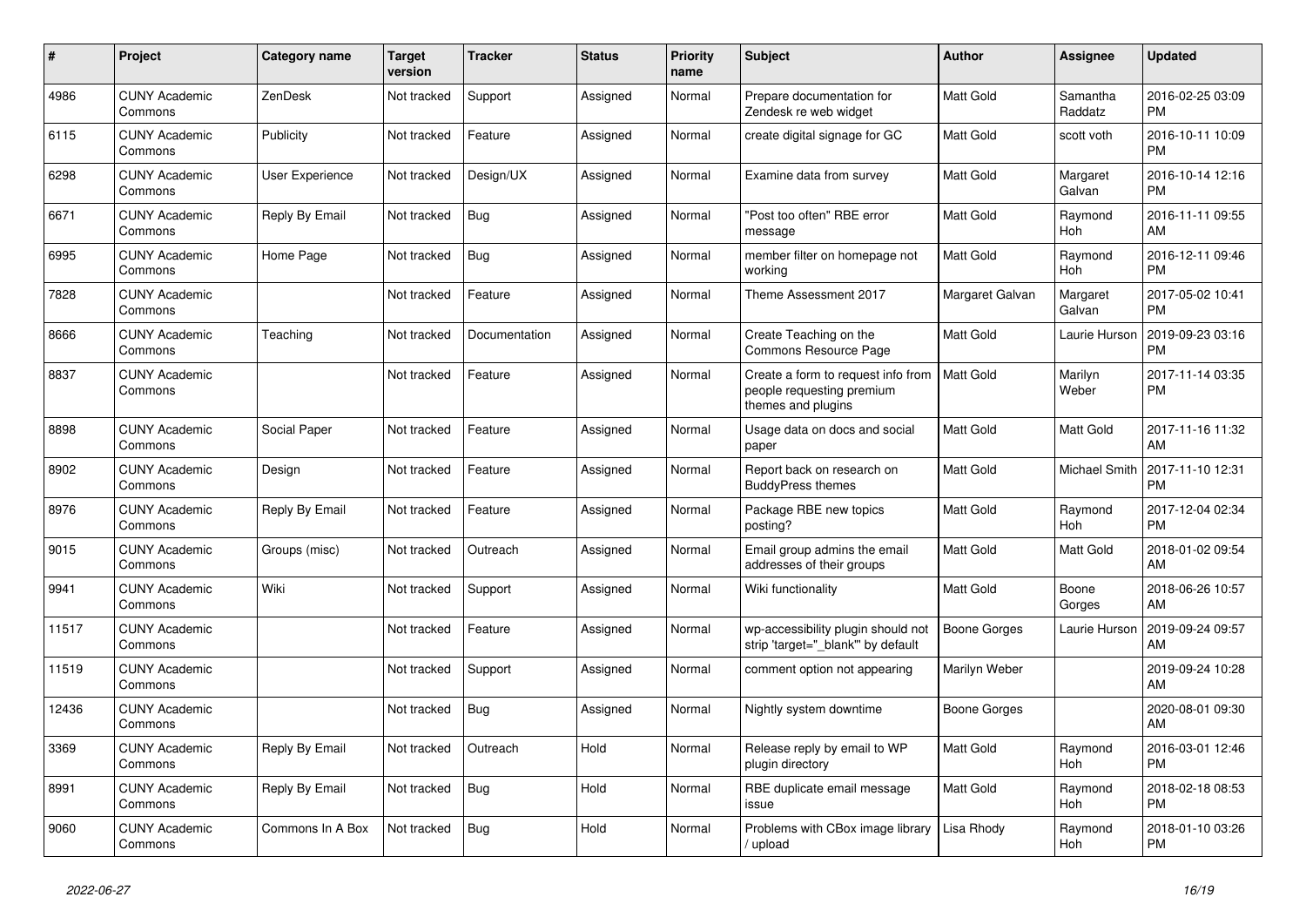| # | Project | Category name | Target version | Tracker | Status | Priority name | Subject | Author | Assignee | Updated |
|---|---|---|---|---|---|---|---|---|---|---|
| 4986 | CUNY Academic Commons | ZenDesk | Not tracked | Support | Assigned | Normal | Prepare documentation for Zendesk re web widget | Matt Gold | Samantha Raddatz | 2016-02-25 03:09 PM |
| 6115 | CUNY Academic Commons | Publicity | Not tracked | Feature | Assigned | Normal | create digital signage for GC | Matt Gold | scott voth | 2016-10-11 10:09 PM |
| 6298 | CUNY Academic Commons | User Experience | Not tracked | Design/UX | Assigned | Normal | Examine data from survey | Matt Gold | Margaret Galvan | 2016-10-14 12:16 PM |
| 6671 | CUNY Academic Commons | Reply By Email | Not tracked | Bug | Assigned | Normal | "Post too often" RBE error message | Matt Gold | Raymond Hoh | 2016-11-11 09:55 AM |
| 6995 | CUNY Academic Commons | Home Page | Not tracked | Bug | Assigned | Normal | member filter on homepage not working | Matt Gold | Raymond Hoh | 2016-12-11 09:46 PM |
| 7828 | CUNY Academic Commons | | Not tracked | Feature | Assigned | Normal | Theme Assessment 2017 | Margaret Galvan | Margaret Galvan | 2017-05-02 10:41 PM |
| 8666 | CUNY Academic Commons | Teaching | Not tracked | Documentation | Assigned | Normal | Create Teaching on the Commons Resource Page | Matt Gold | Laurie Hurson | 2019-09-23 03:16 PM |
| 8837 | CUNY Academic Commons | | Not tracked | Feature | Assigned | Normal | Create a form to request info from people requesting premium themes and plugins | Matt Gold | Marilyn Weber | 2017-11-14 03:35 PM |
| 8898 | CUNY Academic Commons | Social Paper | Not tracked | Feature | Assigned | Normal | Usage data on docs and social paper | Matt Gold | Matt Gold | 2017-11-16 11:32 AM |
| 8902 | CUNY Academic Commons | Design | Not tracked | Feature | Assigned | Normal | Report back on research on BuddyPress themes | Matt Gold | Michael Smith | 2017-11-10 12:31 PM |
| 8976 | CUNY Academic Commons | Reply By Email | Not tracked | Feature | Assigned | Normal | Package RBE new topics posting? | Matt Gold | Raymond Hoh | 2017-12-04 02:34 PM |
| 9015 | CUNY Academic Commons | Groups (misc) | Not tracked | Outreach | Assigned | Normal | Email group admins the email addresses of their groups | Matt Gold | Matt Gold | 2018-01-02 09:54 AM |
| 9941 | CUNY Academic Commons | Wiki | Not tracked | Support | Assigned | Normal | Wiki functionality | Matt Gold | Boone Gorges | 2018-06-26 10:57 AM |
| 11517 | CUNY Academic Commons | | Not tracked | Feature | Assigned | Normal | wp-accessibility plugin should not strip 'target="_blank"' by default | Boone Gorges | Laurie Hurson | 2019-09-24 09:57 AM |
| 11519 | CUNY Academic Commons | | Not tracked | Support | Assigned | Normal | comment option not appearing | Marilyn Weber | | 2019-09-24 10:28 AM |
| 12436 | CUNY Academic Commons | | Not tracked | Bug | Assigned | Normal | Nightly system downtime | Boone Gorges | | 2020-08-01 09:30 AM |
| 3369 | CUNY Academic Commons | Reply By Email | Not tracked | Outreach | Hold | Normal | Release reply by email to WP plugin directory | Matt Gold | Raymond Hoh | 2016-03-01 12:46 PM |
| 8991 | CUNY Academic Commons | Reply By Email | Not tracked | Bug | Hold | Normal | RBE duplicate email message issue | Matt Gold | Raymond Hoh | 2018-02-18 08:53 PM |
| 9060 | CUNY Academic Commons | Commons In A Box | Not tracked | Bug | Hold | Normal | Problems with CBox image library / upload | Lisa Rhody | Raymond Hoh | 2018-01-10 03:26 PM |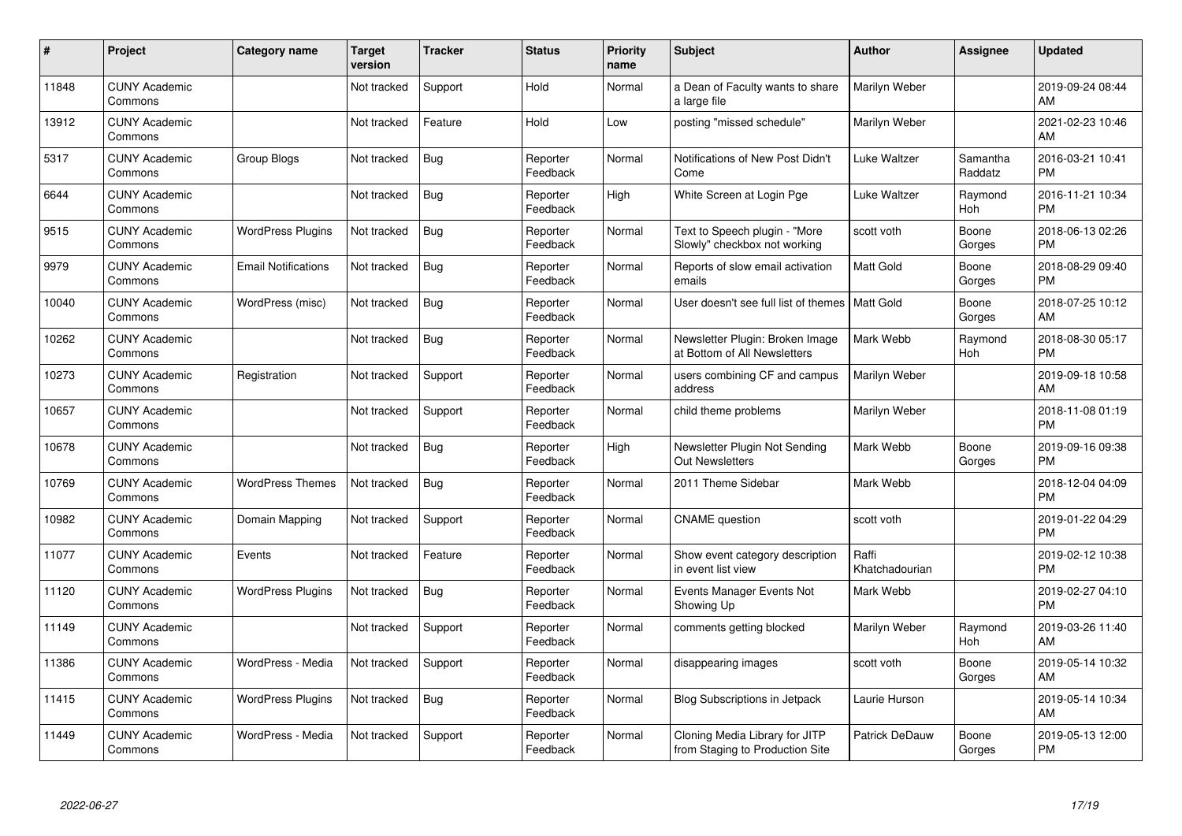| # | Project | Category name | Target version | Tracker | Status | Priority name | Subject | Author | Assignee | Updated |
|---|---|---|---|---|---|---|---|---|---|---|
| 11848 | CUNY Academic Commons | | Not tracked | Support | Hold | Normal | a Dean of Faculty wants to share a large file | Marilyn Weber | | 2019-09-24 08:44 AM |
| 13912 | CUNY Academic Commons | | Not tracked | Feature | Hold | Low | posting "missed schedule" | Marilyn Weber | | 2021-02-23 10:46 AM |
| 5317 | CUNY Academic Commons | Group Blogs | Not tracked | Bug | Reporter Feedback | Normal | Notifications of New Post Didn't Come | Luke Waltzer | Samantha Raddatz | 2016-03-21 10:41 PM |
| 6644 | CUNY Academic Commons | | Not tracked | Bug | Reporter Feedback | High | White Screen at Login Pge | Luke Waltzer | Raymond Hoh | 2016-11-21 10:34 PM |
| 9515 | CUNY Academic Commons | WordPress Plugins | Not tracked | Bug | Reporter Feedback | Normal | Text to Speech plugin - "More Slowly" checkbox not working | scott voth | Boone Gorges | 2018-06-13 02:26 PM |
| 9979 | CUNY Academic Commons | Email Notifications | Not tracked | Bug | Reporter Feedback | Normal | Reports of slow email activation emails | Matt Gold | Boone Gorges | 2018-08-29 09:40 PM |
| 10040 | CUNY Academic Commons | WordPress (misc) | Not tracked | Bug | Reporter Feedback | Normal | User doesn't see full list of themes | Matt Gold | Boone Gorges | 2018-07-25 10:12 AM |
| 10262 | CUNY Academic Commons | | Not tracked | Bug | Reporter Feedback | Normal | Newsletter Plugin: Broken Image at Bottom of All Newsletters | Mark Webb | Raymond Hoh | 2018-08-30 05:17 PM |
| 10273 | CUNY Academic Commons | Registration | Not tracked | Support | Reporter Feedback | Normal | users combining CF and campus address | Marilyn Weber | | 2019-09-18 10:58 AM |
| 10657 | CUNY Academic Commons | | Not tracked | Support | Reporter Feedback | Normal | child theme problems | Marilyn Weber | | 2018-11-08 01:19 PM |
| 10678 | CUNY Academic Commons | | Not tracked | Bug | Reporter Feedback | High | Newsletter Plugin Not Sending Out Newsletters | Mark Webb | Boone Gorges | 2019-09-16 09:38 PM |
| 10769 | CUNY Academic Commons | WordPress Themes | Not tracked | Bug | Reporter Feedback | Normal | 2011 Theme Sidebar | Mark Webb | | 2018-12-04 04:09 PM |
| 10982 | CUNY Academic Commons | Domain Mapping | Not tracked | Support | Reporter Feedback | Normal | CNAME question | scott voth | | 2019-01-22 04:29 PM |
| 11077 | CUNY Academic Commons | Events | Not tracked | Feature | Reporter Feedback | Normal | Show event category description in event list view | Raffi Khatchadourian | | 2019-02-12 10:38 PM |
| 11120 | CUNY Academic Commons | WordPress Plugins | Not tracked | Bug | Reporter Feedback | Normal | Events Manager Events Not Showing Up | Mark Webb | | 2019-02-27 04:10 PM |
| 11149 | CUNY Academic Commons | | Not tracked | Support | Reporter Feedback | Normal | comments getting blocked | Marilyn Weber | Raymond Hoh | 2019-03-26 11:40 AM |
| 11386 | CUNY Academic Commons | WordPress - Media | Not tracked | Support | Reporter Feedback | Normal | disappearing images | scott voth | Boone Gorges | 2019-05-14 10:32 AM |
| 11415 | CUNY Academic Commons | WordPress Plugins | Not tracked | Bug | Reporter Feedback | Normal | Blog Subscriptions in Jetpack | Laurie Hurson | | 2019-05-14 10:34 AM |
| 11449 | CUNY Academic Commons | WordPress - Media | Not tracked | Support | Reporter Feedback | Normal | Cloning Media Library for JITP from Staging to Production Site | Patrick DeDauw | Boone Gorges | 2019-05-13 12:00 PM |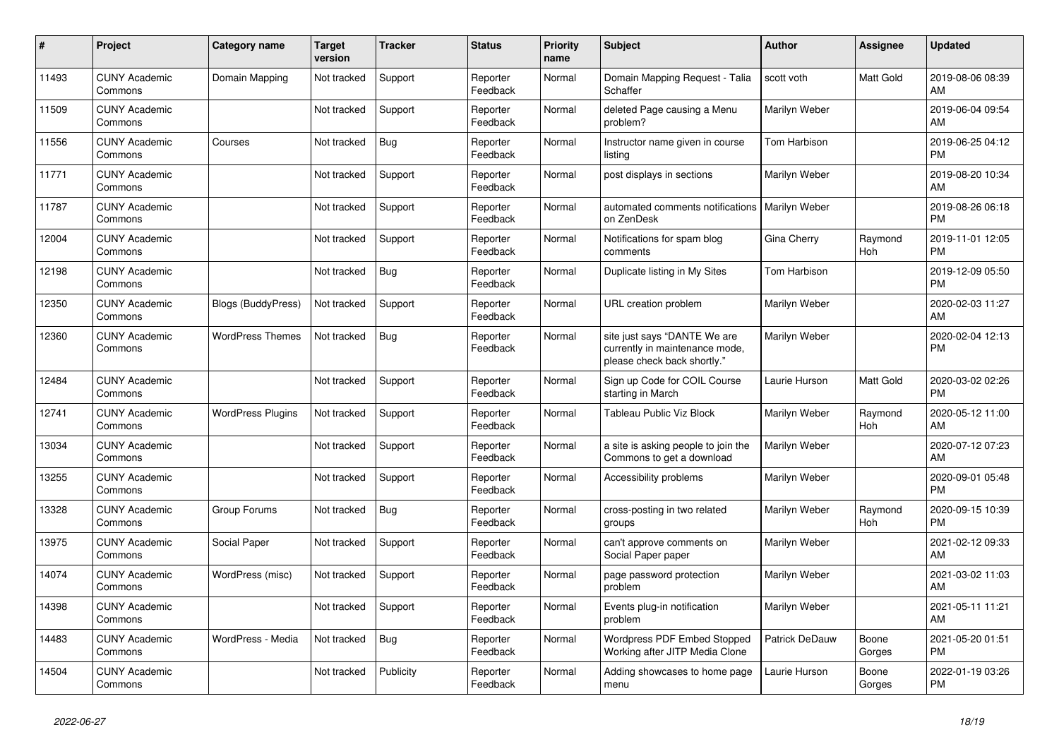| # | Project | Category name | Target version | Tracker | Status | Priority name | Subject | Author | Assignee | Updated |
|---|---|---|---|---|---|---|---|---|---|---|
| 11493 | CUNY Academic Commons | Domain Mapping | Not tracked | Support | Reporter Feedback | Normal | Domain Mapping Request - Talia Schaffer | scott voth | Matt Gold | 2019-08-06 08:39 AM |
| 11509 | CUNY Academic Commons | | Not tracked | Support | Reporter Feedback | Normal | deleted Page causing a Menu problem? | Marilyn Weber | | 2019-06-04 09:54 AM |
| 11556 | CUNY Academic Commons | Courses | Not tracked | Bug | Reporter Feedback | Normal | Instructor name given in course listing | Tom Harbison | | 2019-06-25 04:12 PM |
| 11771 | CUNY Academic Commons | | Not tracked | Support | Reporter Feedback | Normal | post displays in sections | Marilyn Weber | | 2019-08-20 10:34 AM |
| 11787 | CUNY Academic Commons | | Not tracked | Support | Reporter Feedback | Normal | automated comments notifications on ZenDesk | Marilyn Weber | | 2019-08-26 06:18 PM |
| 12004 | CUNY Academic Commons | | Not tracked | Support | Reporter Feedback | Normal | Notifications for spam blog comments | Gina Cherry | Raymond Hoh | 2019-11-01 12:05 PM |
| 12198 | CUNY Academic Commons | | Not tracked | Bug | Reporter Feedback | Normal | Duplicate listing in My Sites | Tom Harbison | | 2019-12-09 05:50 PM |
| 12350 | CUNY Academic Commons | Blogs (BuddyPress) | Not tracked | Support | Reporter Feedback | Normal | URL creation problem | Marilyn Weber | | 2020-02-03 11:27 AM |
| 12360 | CUNY Academic Commons | WordPress Themes | Not tracked | Bug | Reporter Feedback | Normal | site just says "DANTE We are currently in maintenance mode, please check back shortly." | Marilyn Weber | | 2020-02-04 12:13 PM |
| 12484 | CUNY Academic Commons | | Not tracked | Support | Reporter Feedback | Normal | Sign up Code for COIL Course starting in March | Laurie Hurson | Matt Gold | 2020-03-02 02:26 PM |
| 12741 | CUNY Academic Commons | WordPress Plugins | Not tracked | Support | Reporter Feedback | Normal | Tableau Public Viz Block | Marilyn Weber | Raymond Hoh | 2020-05-12 11:00 AM |
| 13034 | CUNY Academic Commons | | Not tracked | Support | Reporter Feedback | Normal | a site is asking people to join the Commons to get a download | Marilyn Weber | | 2020-07-12 07:23 AM |
| 13255 | CUNY Academic Commons | | Not tracked | Support | Reporter Feedback | Normal | Accessibility problems | Marilyn Weber | | 2020-09-01 05:48 PM |
| 13328 | CUNY Academic Commons | Group Forums | Not tracked | Bug | Reporter Feedback | Normal | cross-posting in two related groups | Marilyn Weber | Raymond Hoh | 2020-09-15 10:39 PM |
| 13975 | CUNY Academic Commons | Social Paper | Not tracked | Support | Reporter Feedback | Normal | can't approve comments on Social Paper paper | Marilyn Weber | | 2021-02-12 09:33 AM |
| 14074 | CUNY Academic Commons | WordPress (misc) | Not tracked | Support | Reporter Feedback | Normal | page password protection problem | Marilyn Weber | | 2021-03-02 11:03 AM |
| 14398 | CUNY Academic Commons | | Not tracked | Support | Reporter Feedback | Normal | Events plug-in notification problem | Marilyn Weber | | 2021-05-11 11:21 AM |
| 14483 | CUNY Academic Commons | WordPress - Media | Not tracked | Bug | Reporter Feedback | Normal | Wordpress PDF Embed Stopped Working after JITP Media Clone | Patrick DeDauw | Boone Gorges | 2021-05-20 01:51 PM |
| 14504 | CUNY Academic Commons | | Not tracked | Publicity | Reporter Feedback | Normal | Adding showcases to home page menu | Laurie Hurson | Boone Gorges | 2022-01-19 03:26 PM |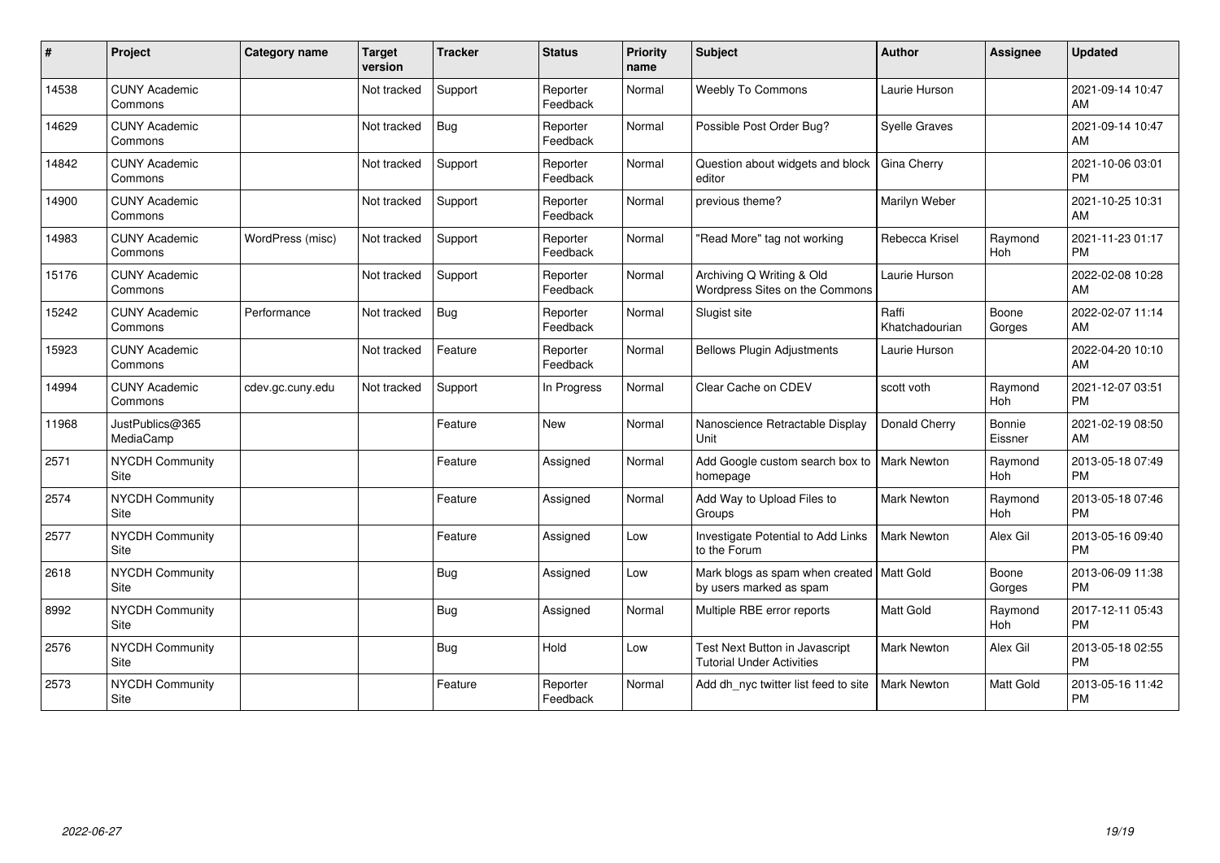| # | Project | Category name | Target version | Tracker | Status | Priority name | Subject | Author | Assignee | Updated |
|---|---|---|---|---|---|---|---|---|---|---|
| 14538 | CUNY Academic Commons | | Not tracked | Support | Reporter Feedback | Normal | Weebly To Commons | Laurie Hurson | | 2021-09-14 10:47 AM |
| 14629 | CUNY Academic Commons | | Not tracked | Bug | Reporter Feedback | Normal | Possible Post Order Bug? | Syelle Graves | | 2021-09-14 10:47 AM |
| 14842 | CUNY Academic Commons | | Not tracked | Support | Reporter Feedback | Normal | Question about widgets and block editor | Gina Cherry | | 2021-10-06 03:01 PM |
| 14900 | CUNY Academic Commons | | Not tracked | Support | Reporter Feedback | Normal | previous theme? | Marilyn Weber | | 2021-10-25 10:31 AM |
| 14983 | CUNY Academic Commons | WordPress (misc) | Not tracked | Support | Reporter Feedback | Normal | "Read More" tag not working | Rebecca Krisel | Raymond Hoh | 2021-11-23 01:17 PM |
| 15176 | CUNY Academic Commons | | Not tracked | Support | Reporter Feedback | Normal | Archiving Q Writing & Old Wordpress Sites on the Commons | Laurie Hurson | | 2022-02-08 10:28 AM |
| 15242 | CUNY Academic Commons | Performance | Not tracked | Bug | Reporter Feedback | Normal | Slugist site | Raffi Khatchadourian | Boone Gorges | 2022-02-07 11:14 AM |
| 15923 | CUNY Academic Commons | | Not tracked | Feature | Reporter Feedback | Normal | Bellows Plugin Adjustments | Laurie Hurson | | 2022-04-20 10:10 AM |
| 14994 | CUNY Academic Commons | cdev.gc.cuny.edu | Not tracked | Support | In Progress | Normal | Clear Cache on CDEV | scott voth | Raymond Hoh | 2021-12-07 03:51 PM |
| 11968 | JustPublics@365 MediaCamp | | | Feature | New | Normal | Nanoscience Retractable Display Unit | Donald Cherry | Bonnie Eissner | 2021-02-19 08:50 AM |
| 2571 | NYCDH Community Site | | | Feature | Assigned | Normal | Add Google custom search box to homepage | Mark Newton | Raymond Hoh | 2013-05-18 07:49 PM |
| 2574 | NYCDH Community Site | | | Feature | Assigned | Normal | Add Way to Upload Files to Groups | Mark Newton | Raymond Hoh | 2013-05-18 07:46 PM |
| 2577 | NYCDH Community Site | | | Feature | Assigned | Low | Investigate Potential to Add Links to the Forum | Mark Newton | Alex Gil | 2013-05-16 09:40 PM |
| 2618 | NYCDH Community Site | | | Bug | Assigned | Low | Mark blogs as spam when created by users marked as spam | Matt Gold | Boone Gorges | 2013-06-09 11:38 PM |
| 8992 | NYCDH Community Site | | | Bug | Assigned | Normal | Multiple RBE error reports | Matt Gold | Raymond Hoh | 2017-12-11 05:43 PM |
| 2576 | NYCDH Community Site | | | Bug | Hold | Low | Test Next Button in Javascript Tutorial Under Activities | Mark Newton | Alex Gil | 2013-05-18 02:55 PM |
| 2573 | NYCDH Community Site | | | Feature | Reporter Feedback | Normal | Add dh_nyc twitter list feed to site | Mark Newton | Matt Gold | 2013-05-16 11:42 PM |